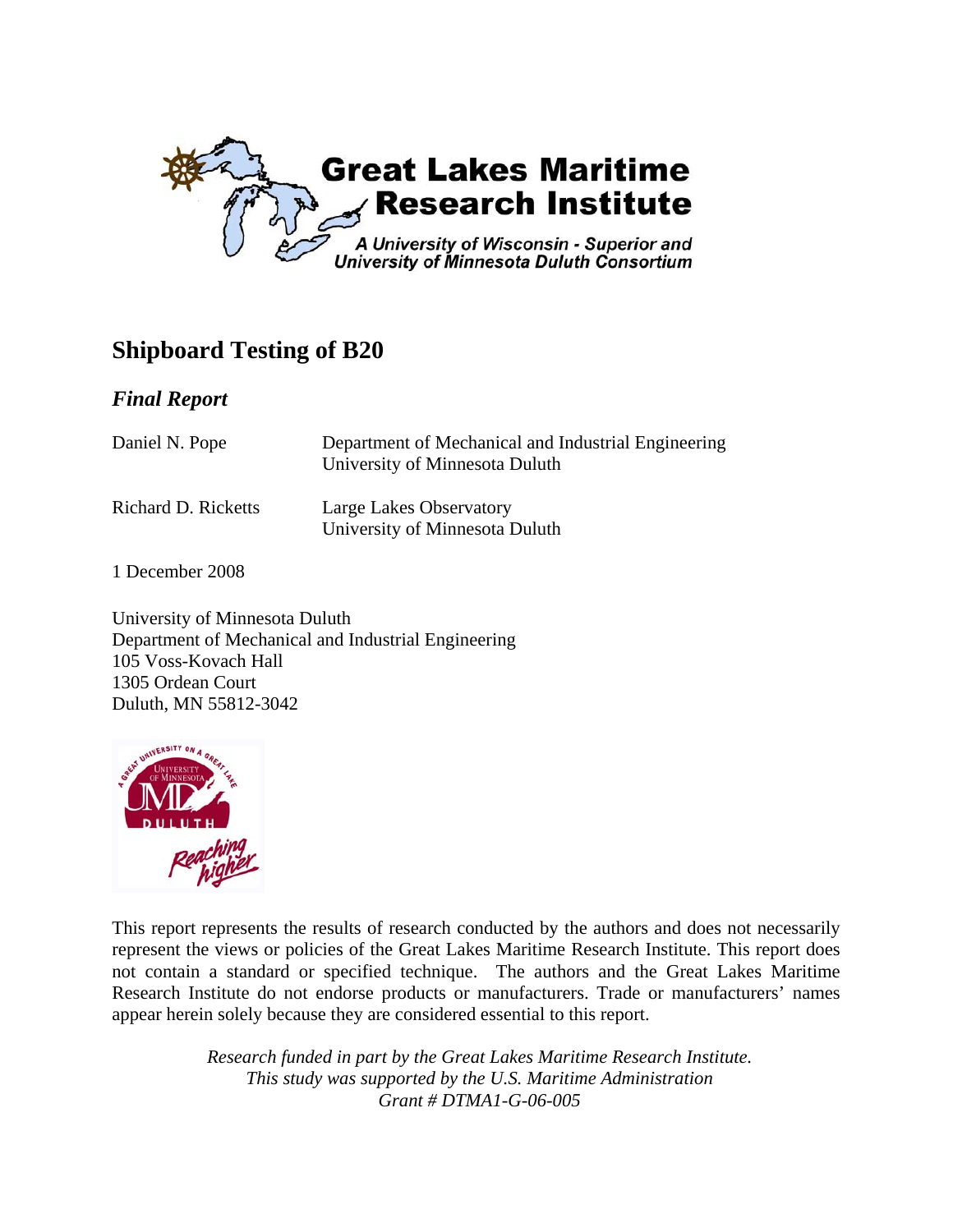**Great Lakes Maritime Research Institute**

*A University of Wisconsin - Superior and University of Minnesota Duluth Consortium*

# Shipboard Testing of B20

## *Final Report*

Daniel N. Pope — Department of Mechanical and Industrial Engineering, University of Minnesota Duluth

Richard D. Ricketts — Large Lakes Observatory, University of Minnesota Duluth

1 December 2008

University of Minnesota Duluth
Department of Mechanical and Industrial Engineering
105 Voss-Kovach Hall
1305 Ordean Court
Duluth, MN 55812-3042

This report represents the results of research conducted by the authors and does not necessarily represent the views or policies of the Great Lakes Maritime Research Institute. This report does not contain a standard or specified technique. The authors and the Great Lakes Maritime Research Institute do not endorse products or manufacturers. Trade or manufacturers' names appear herein solely because they are considered essential to this report.

*Research funded in part by the Great Lakes Maritime Research Institute.*
*This study was supported by the U.S. Maritime Administration*
*Grant # DTMA1-G-06-005*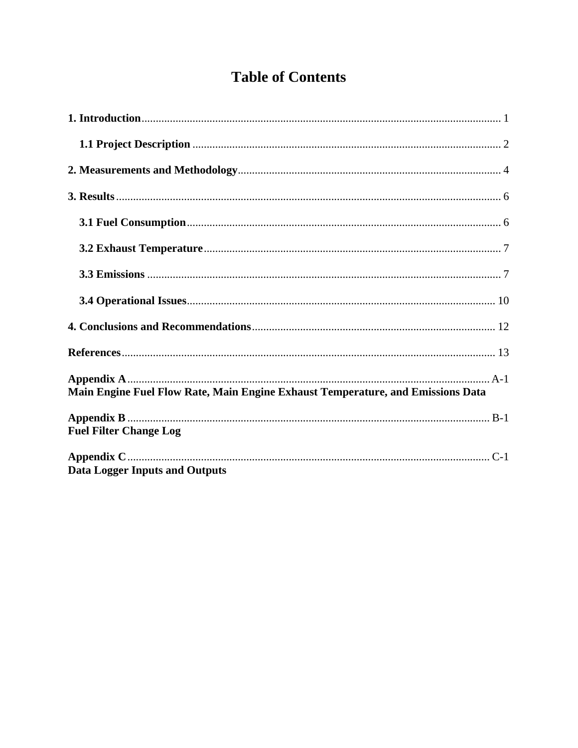# Table of Contents

**1. Introduction** .......... 1

  **1.1 Project Description** .......... 2

**2. Measurements and Methodology** .......... 4

**3. Results** .......... 6

  **3.1 Fuel Consumption** .......... 6

  **3.2 Exhaust Temperature** .......... 7

  **3.3 Emissions** .......... 7

  **3.4 Operational Issues** .......... 10

**4. Conclusions and Recommendations** .......... 12

**References** .......... 13

**Appendix A** .......... A-1
**Main Engine Fuel Flow Rate, Main Engine Exhaust Temperature, and Emissions Data**

**Appendix B** .......... B-1
**Fuel Filter Change Log**

**Appendix C** .......... C-1
**Data Logger Inputs and Outputs**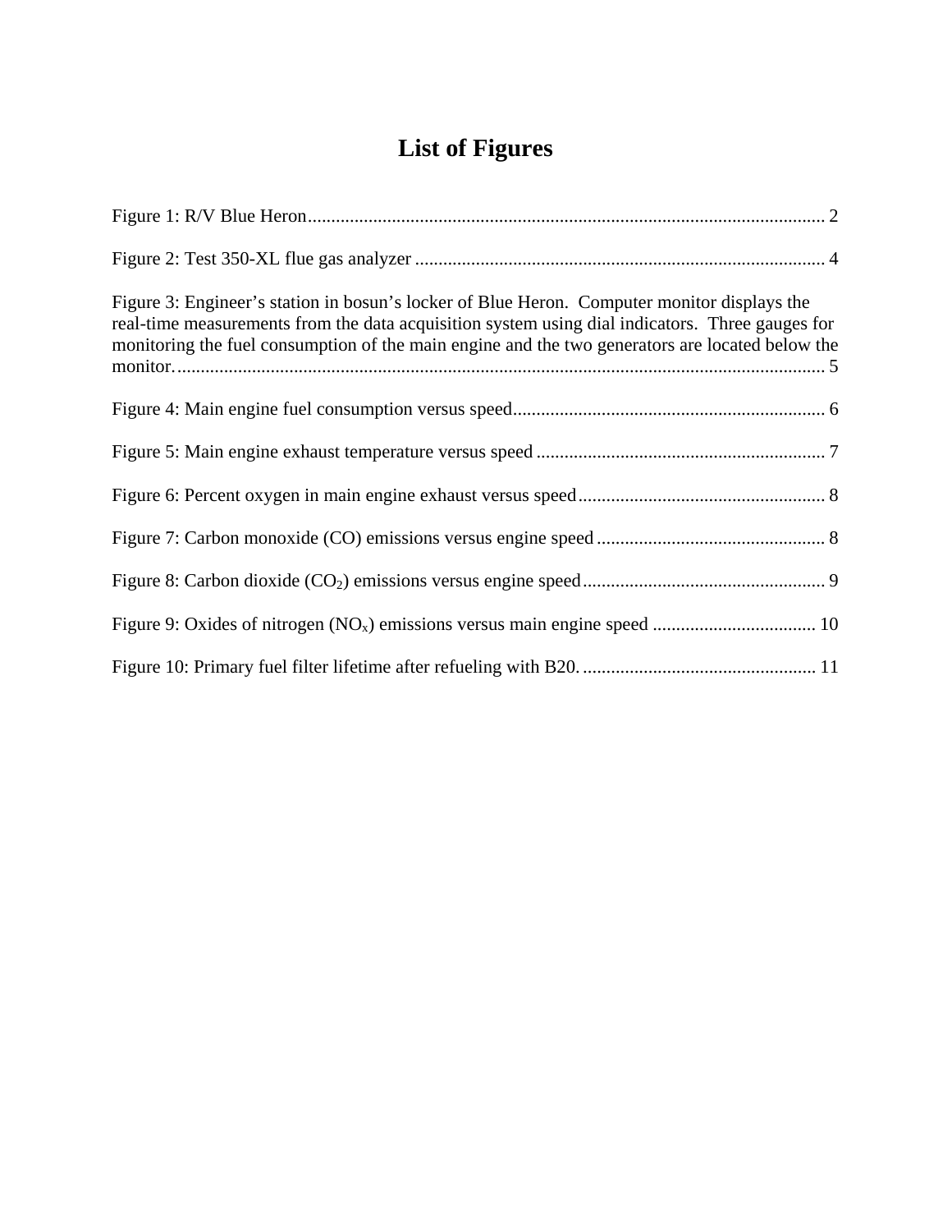# List of Figures

Figure 1: R/V Blue Heron ............................................................................................................. 2

Figure 2: Test 350-XL flue gas analyzer ....................................................................................... 4

Figure 3: Engineer's station in bosun's locker of Blue Heron. Computer monitor displays the real-time measurements from the data acquisition system using dial indicators. Three gauges for monitoring the fuel consumption of the main engine and the two generators are located below the monitor. ......................................................................................................................... 5

Figure 4: Main engine fuel consumption versus speed.................................................................. 6

Figure 5: Main engine exhaust temperature versus speed ............................................................. 7

Figure 6: Percent oxygen in main engine exhaust versus speed.................................................... 8

Figure 7: Carbon monoxide (CO) emissions versus engine speed ................................................ 8

Figure 8: Carbon dioxide ($CO_2$) emissions versus engine speed................................................... 9

Figure 9: Oxides of nitrogen ($NO_x$) emissions versus main engine speed .................................. 10

Figure 10: Primary fuel filter lifetime after refueling with B20. ................................................. 11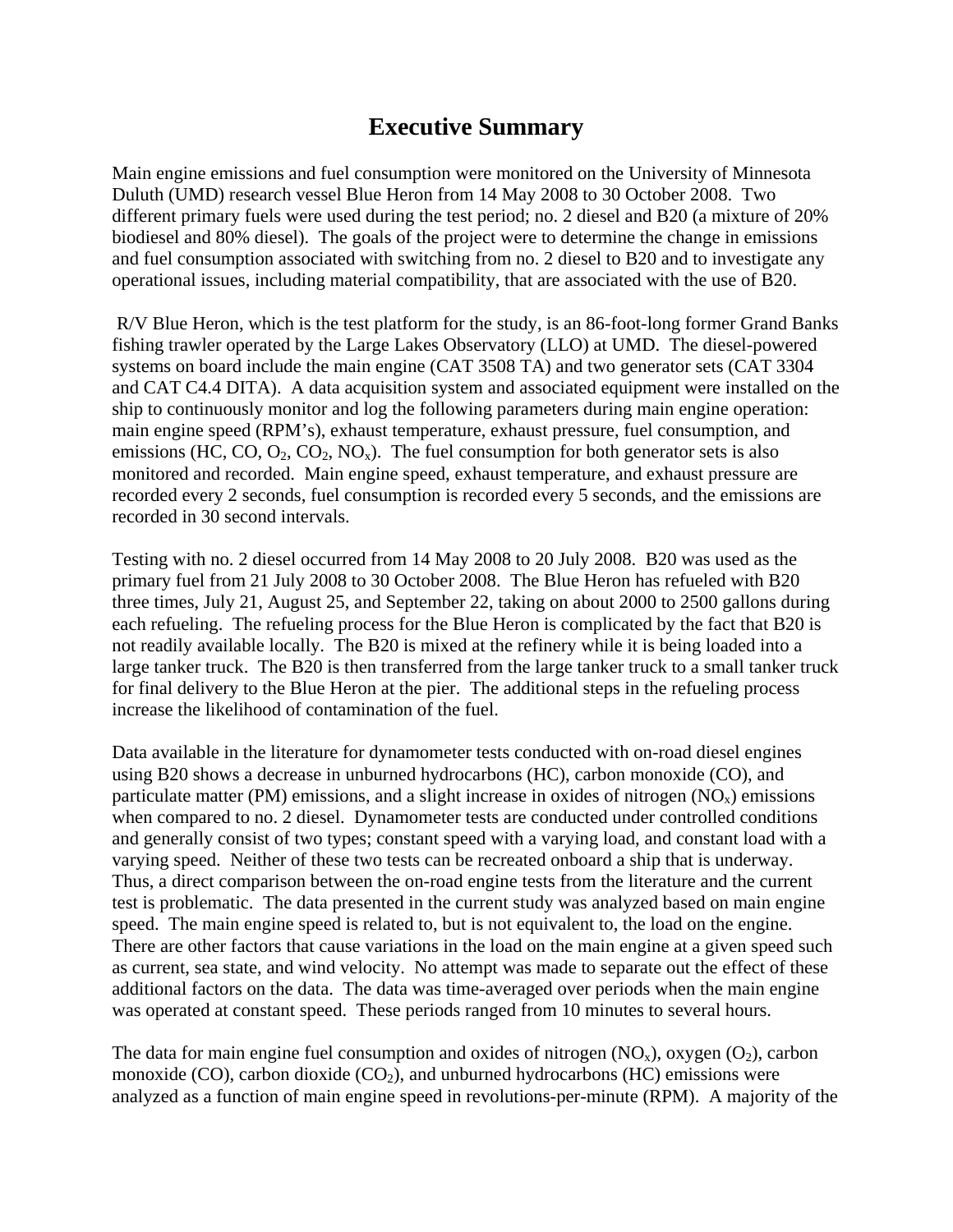# Executive Summary

Main engine emissions and fuel consumption were monitored on the University of Minnesota Duluth (UMD) research vessel Blue Heron from 14 May 2008 to 30 October 2008. Two different primary fuels were used during the test period; no. 2 diesel and B20 (a mixture of 20% biodiesel and 80% diesel). The goals of the project were to determine the change in emissions and fuel consumption associated with switching from no. 2 diesel to B20 and to investigate any operational issues, including material compatibility, that are associated with the use of B20.

R/V Blue Heron, which is the test platform for the study, is an 86-foot-long former Grand Banks fishing trawler operated by the Large Lakes Observatory (LLO) at UMD. The diesel-powered systems on board include the main engine (CAT 3508 TA) and two generator sets (CAT 3304 and CAT C4.4 DITA). A data acquisition system and associated equipment were installed on the ship to continuously monitor and log the following parameters during main engine operation: main engine speed (RPM's), exhaust temperature, exhaust pressure, fuel consumption, and emissions (HC, CO, $O_2$, $CO_2$, $NO_x$). The fuel consumption for both generator sets is also monitored and recorded. Main engine speed, exhaust temperature, and exhaust pressure are recorded every 2 seconds, fuel consumption is recorded every 5 seconds, and the emissions are recorded in 30 second intervals.

Testing with no. 2 diesel occurred from 14 May 2008 to 20 July 2008. B20 was used as the primary fuel from 21 July 2008 to 30 October 2008. The Blue Heron has refueled with B20 three times, July 21, August 25, and September 22, taking on about 2000 to 2500 gallons during each refueling. The refueling process for the Blue Heron is complicated by the fact that B20 is not readily available locally. The B20 is mixed at the refinery while it is being loaded into a large tanker truck. The B20 is then transferred from the large tanker truck to a small tanker truck for final delivery to the Blue Heron at the pier. The additional steps in the refueling process increase the likelihood of contamination of the fuel.

Data available in the literature for dynamometer tests conducted with on-road diesel engines using B20 shows a decrease in unburned hydrocarbons (HC), carbon monoxide (CO), and particulate matter (PM) emissions, and a slight increase in oxides of nitrogen ($NO_x$) emissions when compared to no. 2 diesel. Dynamometer tests are conducted under controlled conditions and generally consist of two types; constant speed with a varying load, and constant load with a varying speed. Neither of these two tests can be recreated onboard a ship that is underway. Thus, a direct comparison between the on-road engine tests from the literature and the current test is problematic. The data presented in the current study was analyzed based on main engine speed. The main engine speed is related to, but is not equivalent to, the load on the engine. There are other factors that cause variations in the load on the main engine at a given speed such as current, sea state, and wind velocity. No attempt was made to separate out the effect of these additional factors on the data. The data was time-averaged over periods when the main engine was operated at constant speed. These periods ranged from 10 minutes to several hours.

The data for main engine fuel consumption and oxides of nitrogen ($NO_x$), oxygen ($O_2$), carbon monoxide (CO), carbon dioxide ($CO_2$), and unburned hydrocarbons (HC) emissions were analyzed as a function of main engine speed in revolutions-per-minute (RPM). A majority of the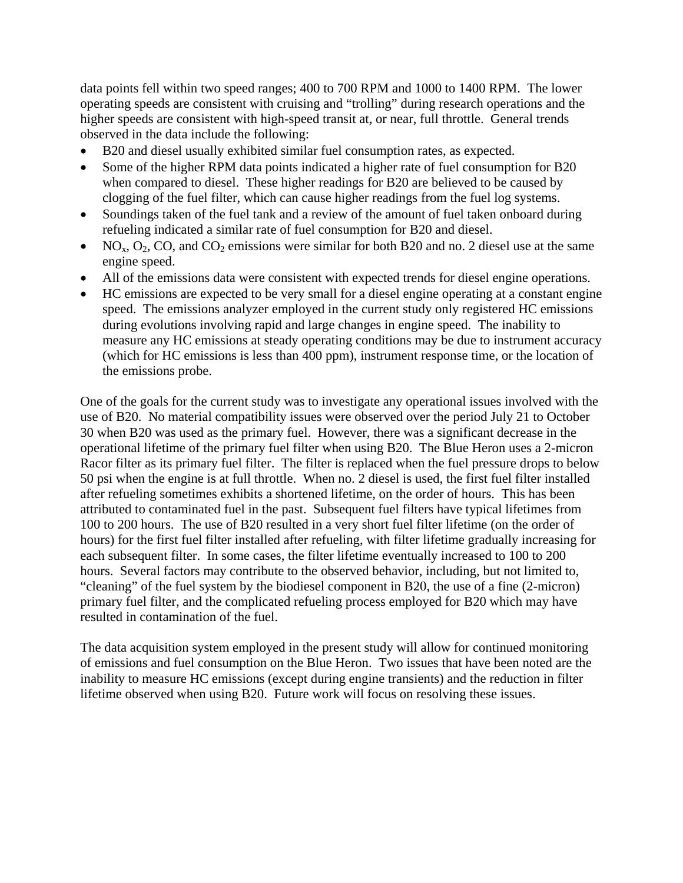data points fell within two speed ranges; 400 to 700 RPM and 1000 to 1400 RPM. The lower operating speeds are consistent with cruising and "trolling" during research operations and the higher speeds are consistent with high-speed transit at, or near, full throttle. General trends observed in the data include the following:

- B20 and diesel usually exhibited similar fuel consumption rates, as expected.
- Some of the higher RPM data points indicated a higher rate of fuel consumption for B20 when compared to diesel. These higher readings for B20 are believed to be caused by clogging of the fuel filter, which can cause higher readings from the fuel log systems.
- Soundings taken of the fuel tank and a review of the amount of fuel taken onboard during refueling indicated a similar rate of fuel consumption for B20 and diesel.
- $NO_x$, $O_2$, CO, and $CO_2$ emissions were similar for both B20 and no. 2 diesel use at the same engine speed.
- All of the emissions data were consistent with expected trends for diesel engine operations.
- HC emissions are expected to be very small for a diesel engine operating at a constant engine speed. The emissions analyzer employed in the current study only registered HC emissions during evolutions involving rapid and large changes in engine speed. The inability to measure any HC emissions at steady operating conditions may be due to instrument accuracy (which for HC emissions is less than 400 ppm), instrument response time, or the location of the emissions probe.

One of the goals for the current study was to investigate any operational issues involved with the use of B20. No material compatibility issues were observed over the period July 21 to October 30 when B20 was used as the primary fuel. However, there was a significant decrease in the operational lifetime of the primary fuel filter when using B20. The Blue Heron uses a 2-micron Racor filter as its primary fuel filter. The filter is replaced when the fuel pressure drops to below 50 psi when the engine is at full throttle. When no. 2 diesel is used, the first fuel filter installed after refueling sometimes exhibits a shortened lifetime, on the order of hours. This has been attributed to contaminated fuel in the past. Subsequent fuel filters have typical lifetimes from 100 to 200 hours. The use of B20 resulted in a very short fuel filter lifetime (on the order of hours) for the first fuel filter installed after refueling, with filter lifetime gradually increasing for each subsequent filter. In some cases, the filter lifetime eventually increased to 100 to 200 hours. Several factors may contribute to the observed behavior, including, but not limited to, "cleaning" of the fuel system by the biodiesel component in B20, the use of a fine (2-micron) primary fuel filter, and the complicated refueling process employed for B20 which may have resulted in contamination of the fuel.

The data acquisition system employed in the present study will allow for continued monitoring of emissions and fuel consumption on the Blue Heron. Two issues that have been noted are the inability to measure HC emissions (except during engine transients) and the reduction in filter lifetime observed when using B20. Future work will focus on resolving these issues.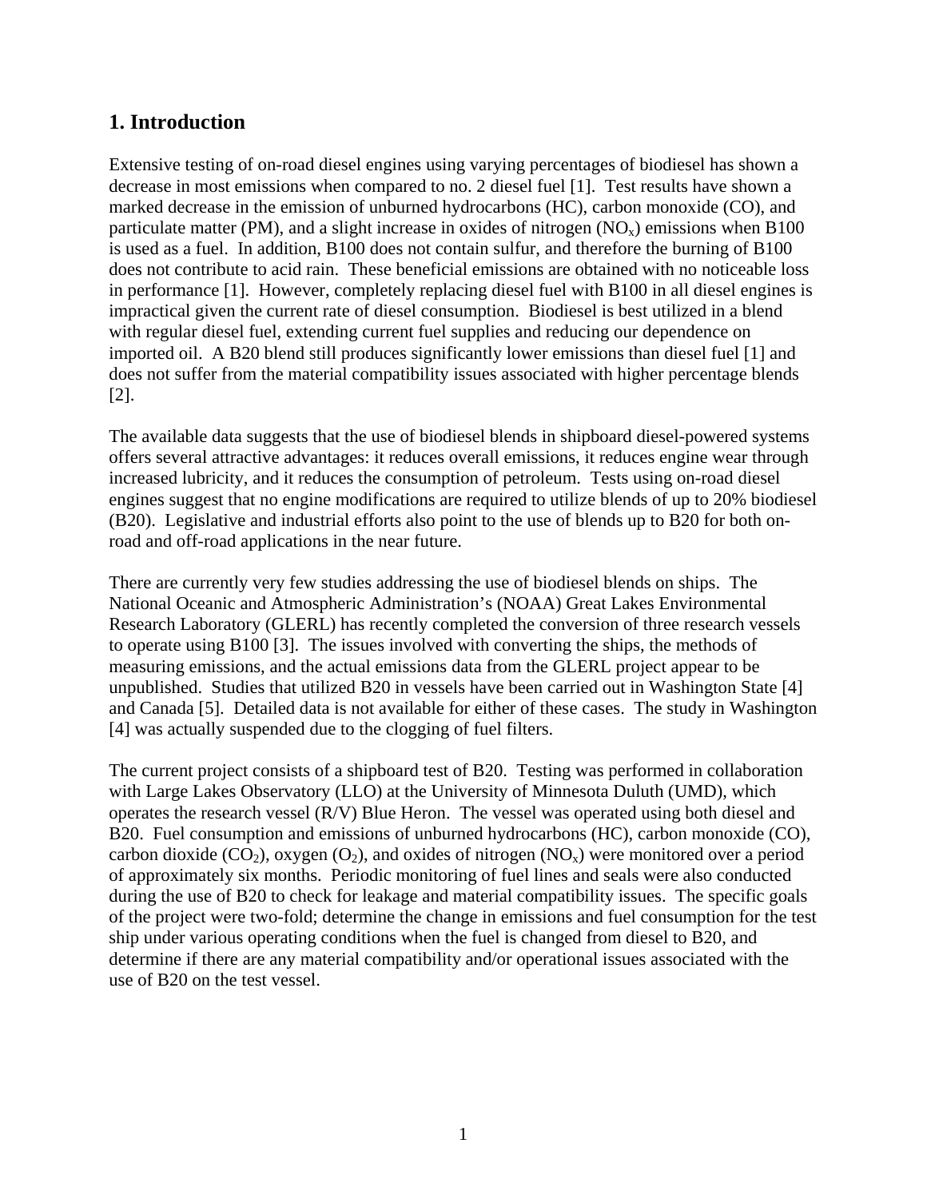## 1. Introduction

Extensive testing of on-road diesel engines using varying percentages of biodiesel has shown a decrease in most emissions when compared to no. 2 diesel fuel [1]. Test results have shown a marked decrease in the emission of unburned hydrocarbons (HC), carbon monoxide (CO), and particulate matter (PM), and a slight increase in oxides of nitrogen ($NO_x$) emissions when B100 is used as a fuel. In addition, B100 does not contain sulfur, and therefore the burning of B100 does not contribute to acid rain. These beneficial emissions are obtained with no noticeable loss in performance [1]. However, completely replacing diesel fuel with B100 in all diesel engines is impractical given the current rate of diesel consumption. Biodiesel is best utilized in a blend with regular diesel fuel, extending current fuel supplies and reducing our dependence on imported oil. A B20 blend still produces significantly lower emissions than diesel fuel [1] and does not suffer from the material compatibility issues associated with higher percentage blends [2].

The available data suggests that the use of biodiesel blends in shipboard diesel-powered systems offers several attractive advantages: it reduces overall emissions, it reduces engine wear through increased lubricity, and it reduces the consumption of petroleum. Tests using on-road diesel engines suggest that no engine modifications are required to utilize blends of up to 20% biodiesel (B20). Legislative and industrial efforts also point to the use of blends up to B20 for both on-road and off-road applications in the near future.

There are currently very few studies addressing the use of biodiesel blends on ships. The National Oceanic and Atmospheric Administration's (NOAA) Great Lakes Environmental Research Laboratory (GLERL) has recently completed the conversion of three research vessels to operate using B100 [3]. The issues involved with converting the ships, the methods of measuring emissions, and the actual emissions data from the GLERL project appear to be unpublished. Studies that utilized B20 in vessels have been carried out in Washington State [4] and Canada [5]. Detailed data is not available for either of these cases. The study in Washington [4] was actually suspended due to the clogging of fuel filters.

The current project consists of a shipboard test of B20. Testing was performed in collaboration with Large Lakes Observatory (LLO) at the University of Minnesota Duluth (UMD), which operates the research vessel (R/V) Blue Heron. The vessel was operated using both diesel and B20. Fuel consumption and emissions of unburned hydrocarbons (HC), carbon monoxide (CO), carbon dioxide ($CO_2$), oxygen ($O_2$), and oxides of nitrogen ($NO_x$) were monitored over a period of approximately six months. Periodic monitoring of fuel lines and seals were also conducted during the use of B20 to check for leakage and material compatibility issues. The specific goals of the project were two-fold; determine the change in emissions and fuel consumption for the test ship under various operating conditions when the fuel is changed from diesel to B20, and determine if there are any material compatibility and/or operational issues associated with the use of B20 on the test vessel.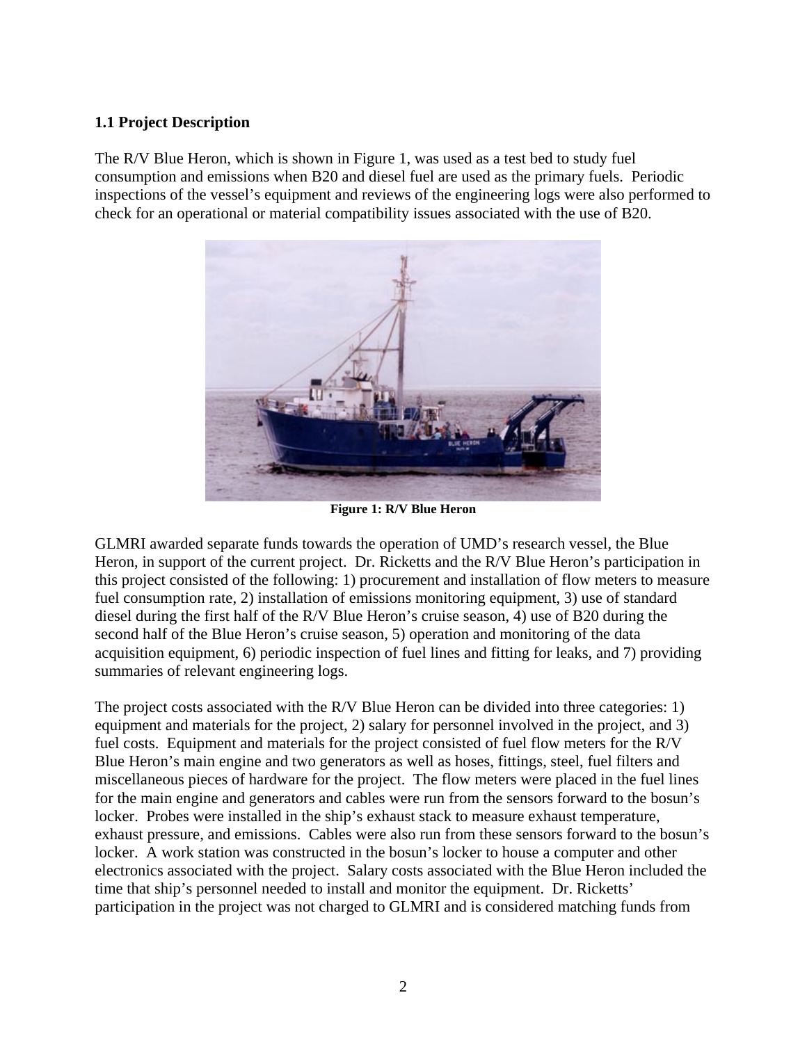### 1.1 Project Description

The R/V Blue Heron, which is shown in Figure 1, was used as a test bed to study fuel consumption and emissions when B20 and diesel fuel are used as the primary fuels. Periodic inspections of the vessel's equipment and reviews of the engineering logs were also performed to check for an operational or material compatibility issues associated with the use of B20.

**Figure 1: R/V Blue Heron**

GLMRI awarded separate funds towards the operation of UMD's research vessel, the Blue Heron, in support of the current project. Dr. Ricketts and the R/V Blue Heron's participation in this project consisted of the following: 1) procurement and installation of flow meters to measure fuel consumption rate, 2) installation of emissions monitoring equipment, 3) use of standard diesel during the first half of the R/V Blue Heron's cruise season, 4) use of B20 during the second half of the Blue Heron's cruise season, 5) operation and monitoring of the data acquisition equipment, 6) periodic inspection of fuel lines and fitting for leaks, and 7) providing summaries of relevant engineering logs.

The project costs associated with the R/V Blue Heron can be divided into three categories: 1) equipment and materials for the project, 2) salary for personnel involved in the project, and 3) fuel costs. Equipment and materials for the project consisted of fuel flow meters for the R/V Blue Heron's main engine and two generators as well as hoses, fittings, steel, fuel filters and miscellaneous pieces of hardware for the project. The flow meters were placed in the fuel lines for the main engine and generators and cables were run from the sensors forward to the bosun's locker. Probes were installed in the ship's exhaust stack to measure exhaust temperature, exhaust pressure, and emissions. Cables were also run from these sensors forward to the bosun's locker. A work station was constructed in the bosun's locker to house a computer and other electronics associated with the project. Salary costs associated with the Blue Heron included the time that ship's personnel needed to install and monitor the equipment. Dr. Ricketts' participation in the project was not charged to GLMRI and is considered matching funds from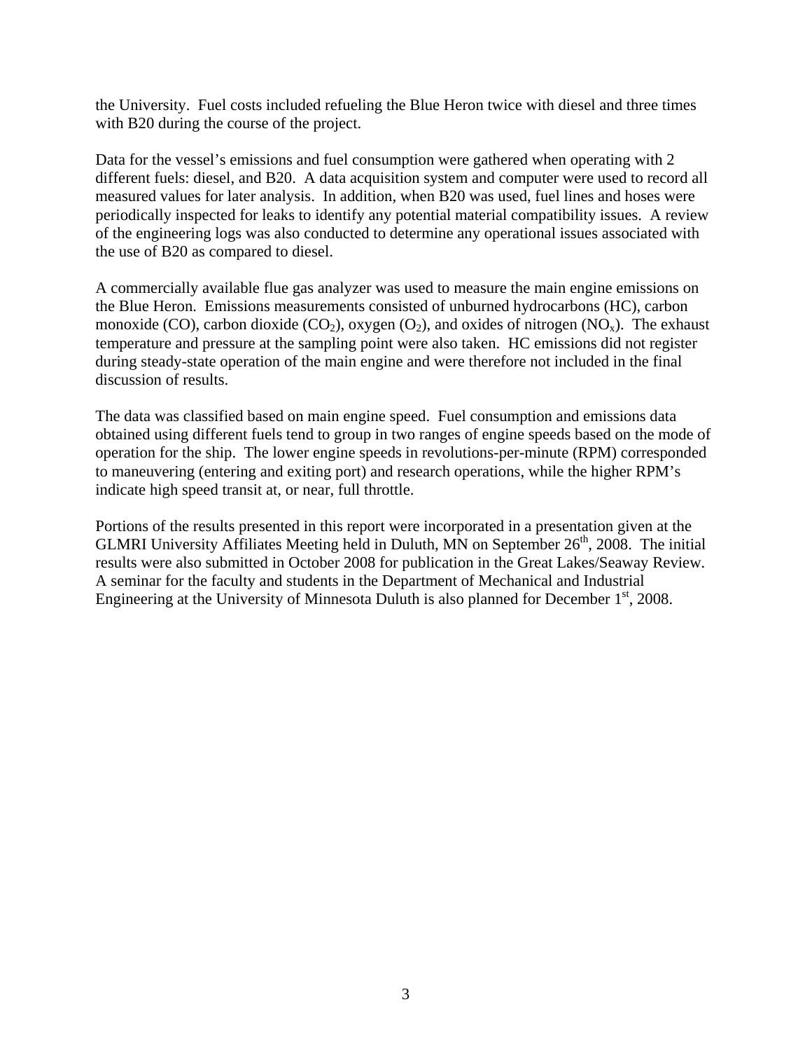the University. Fuel costs included refueling the Blue Heron twice with diesel and three times with B20 during the course of the project.

Data for the vessel's emissions and fuel consumption were gathered when operating with 2 different fuels: diesel, and B20. A data acquisition system and computer were used to record all measured values for later analysis. In addition, when B20 was used, fuel lines and hoses were periodically inspected for leaks to identify any potential material compatibility issues. A review of the engineering logs was also conducted to determine any operational issues associated with the use of B20 as compared to diesel.

A commercially available flue gas analyzer was used to measure the main engine emissions on the Blue Heron. Emissions measurements consisted of unburned hydrocarbons (HC), carbon monoxide (CO), carbon dioxide ($CO_2$), oxygen ($O_2$), and oxides of nitrogen ($NO_x$). The exhaust temperature and pressure at the sampling point were also taken. HC emissions did not register during steady-state operation of the main engine and were therefore not included in the final discussion of results.

The data was classified based on main engine speed. Fuel consumption and emissions data obtained using different fuels tend to group in two ranges of engine speeds based on the mode of operation for the ship. The lower engine speeds in revolutions-per-minute (RPM) corresponded to maneuvering (entering and exiting port) and research operations, while the higher RPM's indicate high speed transit at, or near, full throttle.

Portions of the results presented in this report were incorporated in a presentation given at the GLMRI University Affiliates Meeting held in Duluth, MN on September 26th, 2008. The initial results were also submitted in October 2008 for publication in the Great Lakes/Seaway Review. A seminar for the faculty and students in the Department of Mechanical and Industrial Engineering at the University of Minnesota Duluth is also planned for December 1st, 2008.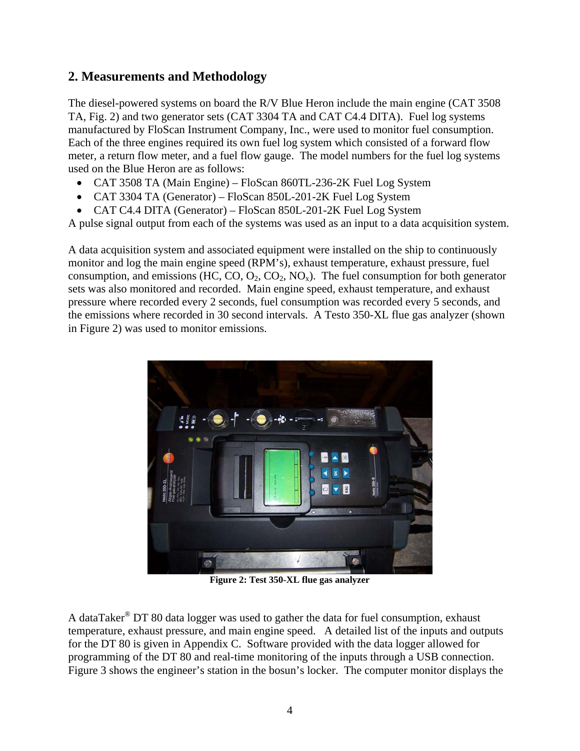## 2. Measurements and Methodology

The diesel-powered systems on board the R/V Blue Heron include the main engine (CAT 3508 TA, Fig. 2) and two generator sets (CAT 3304 TA and CAT C4.4 DITA). Fuel log systems manufactured by FloScan Instrument Company, Inc., were used to monitor fuel consumption. Each of the three engines required its own fuel log system which consisted of a forward flow meter, a return flow meter, and a fuel flow gauge. The model numbers for the fuel log systems used on the Blue Heron are as follows:

- CAT 3508 TA (Main Engine) – FloScan 860TL-236-2K Fuel Log System
- CAT 3304 TA (Generator) – FloScan 850L-201-2K Fuel Log System
- CAT C4.4 DITA (Generator) – FloScan 850L-201-2K Fuel Log System

A pulse signal output from each of the systems was used as an input to a data acquisition system.

A data acquisition system and associated equipment were installed on the ship to continuously monitor and log the main engine speed (RPM's), exhaust temperature, exhaust pressure, fuel consumption, and emissions (HC, CO, $O_2$, $CO_2$, $NO_x$). The fuel consumption for both generator sets was also monitored and recorded. Main engine speed, exhaust temperature, and exhaust pressure where recorded every 2 seconds, fuel consumption was recorded every 5 seconds, and the emissions where recorded in 30 second intervals. A Testo 350-XL flue gas analyzer (shown in Figure 2) was used to monitor emissions.

**Figure 2: Test 350-XL flue gas analyzer**

A dataTaker® DT 80 data logger was used to gather the data for fuel consumption, exhaust temperature, exhaust pressure, and main engine speed. A detailed list of the inputs and outputs for the DT 80 is given in Appendix C. Software provided with the data logger allowed for programming of the DT 80 and real-time monitoring of the inputs through a USB connection. Figure 3 shows the engineer's station in the bosun's locker. The computer monitor displays the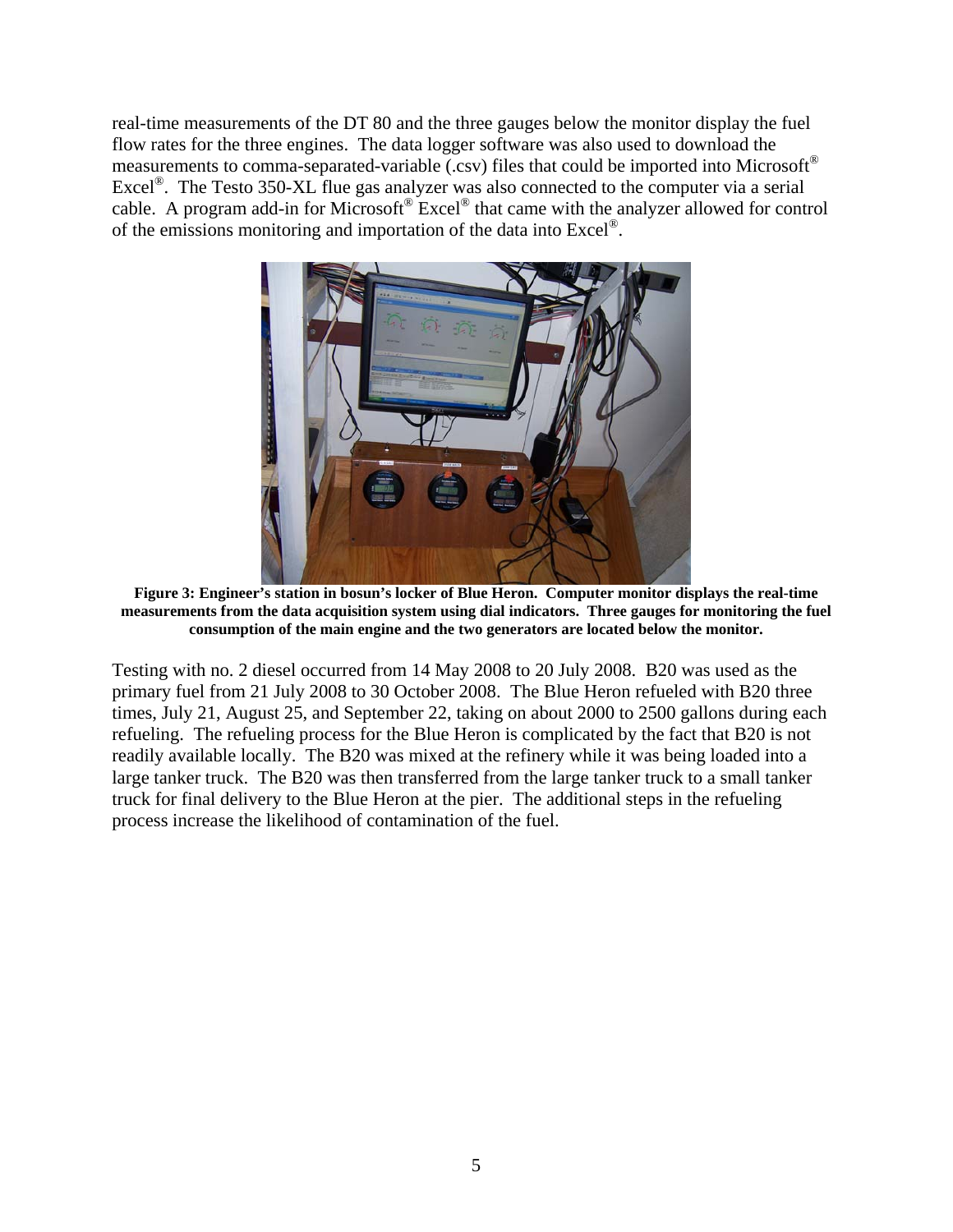real-time measurements of the DT 80 and the three gauges below the monitor display the fuel flow rates for the three engines. The data logger software was also used to download the measurements to comma-separated-variable (.csv) files that could be imported into Microsoft® Excel®. The Testo 350-XL flue gas analyzer was also connected to the computer via a serial cable. A program add-in for Microsoft® Excel® that came with the analyzer allowed for control of the emissions monitoring and importation of the data into Excel®.

**Figure 3: Engineer's station in bosun's locker of Blue Heron. Computer monitor displays the real-time measurements from the data acquisition system using dial indicators. Three gauges for monitoring the fuel consumption of the main engine and the two generators are located below the monitor.**

Testing with no. 2 diesel occurred from 14 May 2008 to 20 July 2008. B20 was used as the primary fuel from 21 July 2008 to 30 October 2008. The Blue Heron refueled with B20 three times, July 21, August 25, and September 22, taking on about 2000 to 2500 gallons during each refueling. The refueling process for the Blue Heron is complicated by the fact that B20 is not readily available locally. The B20 was mixed at the refinery while it was being loaded into a large tanker truck. The B20 was then transferred from the large tanker truck to a small tanker truck for final delivery to the Blue Heron at the pier. The additional steps in the refueling process increase the likelihood of contamination of the fuel.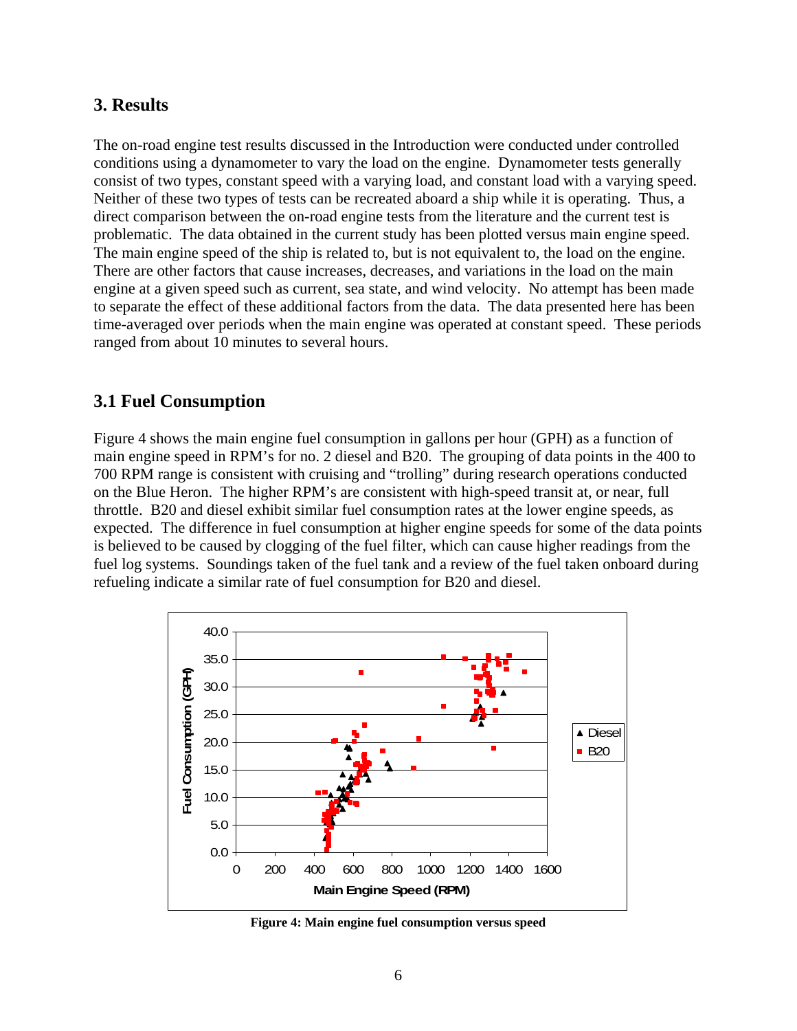## 3. Results

The on-road engine test results discussed in the Introduction were conducted under controlled conditions using a dynamometer to vary the load on the engine. Dynamometer tests generally consist of two types, constant speed with a varying load, and constant load with a varying speed. Neither of these two types of tests can be recreated aboard a ship while it is operating. Thus, a direct comparison between the on-road engine tests from the literature and the current test is problematic. The data obtained in the current study has been plotted versus main engine speed. The main engine speed of the ship is related to, but is not equivalent to, the load on the engine. There are other factors that cause increases, decreases, and variations in the load on the main engine at a given speed such as current, sea state, and wind velocity. No attempt has been made to separate the effect of these additional factors from the data. The data presented here has been time-averaged over periods when the main engine was operated at constant speed. These periods ranged from about 10 minutes to several hours.

### 3.1 Fuel Consumption

Figure 4 shows the main engine fuel consumption in gallons per hour (GPH) as a function of main engine speed in RPM's for no. 2 diesel and B20. The grouping of data points in the 400 to 700 RPM range is consistent with cruising and "trolling" during research operations conducted on the Blue Heron. The higher RPM's are consistent with high-speed transit at, or near, full throttle. B20 and diesel exhibit similar fuel consumption rates at the lower engine speeds, as expected. The difference in fuel consumption at higher engine speeds for some of the data points is believed to be caused by clogging of the fuel filter, which can cause higher readings from the fuel log systems. Soundings taken of the fuel tank and a review of the fuel taken onboard during refueling indicate a similar rate of fuel consumption for B20 and diesel.

**Figure 4: Main engine fuel consumption versus speed**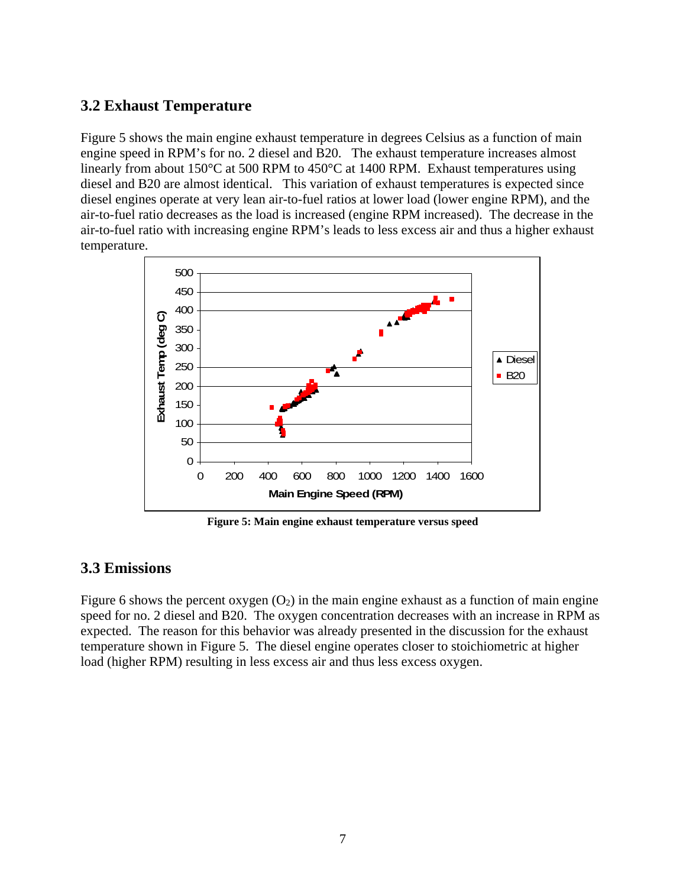## 3.2 Exhaust Temperature

Figure 5 shows the main engine exhaust temperature in degrees Celsius as a function of main engine speed in RPM's for no. 2 diesel and B20. The exhaust temperature increases almost linearly from about 150°C at 500 RPM to 450°C at 1400 RPM. Exhaust temperatures using diesel and B20 are almost identical. This variation of exhaust temperatures is expected since diesel engines operate at very lean air-to-fuel ratios at lower load (lower engine RPM), and the air-to-fuel ratio decreases as the load is increased (engine RPM increased). The decrease in the air-to-fuel ratio with increasing engine RPM's leads to less excess air and thus a higher exhaust temperature.

**Figure 5: Main engine exhaust temperature versus speed**

## 3.3 Emissions

Figure 6 shows the percent oxygen ($O_2$) in the main engine exhaust as a function of main engine speed for no. 2 diesel and B20. The oxygen concentration decreases with an increase in RPM as expected. The reason for this behavior was already presented in the discussion for the exhaust temperature shown in Figure 5. The diesel engine operates closer to stoichiometric at higher load (higher RPM) resulting in less excess air and thus less excess oxygen.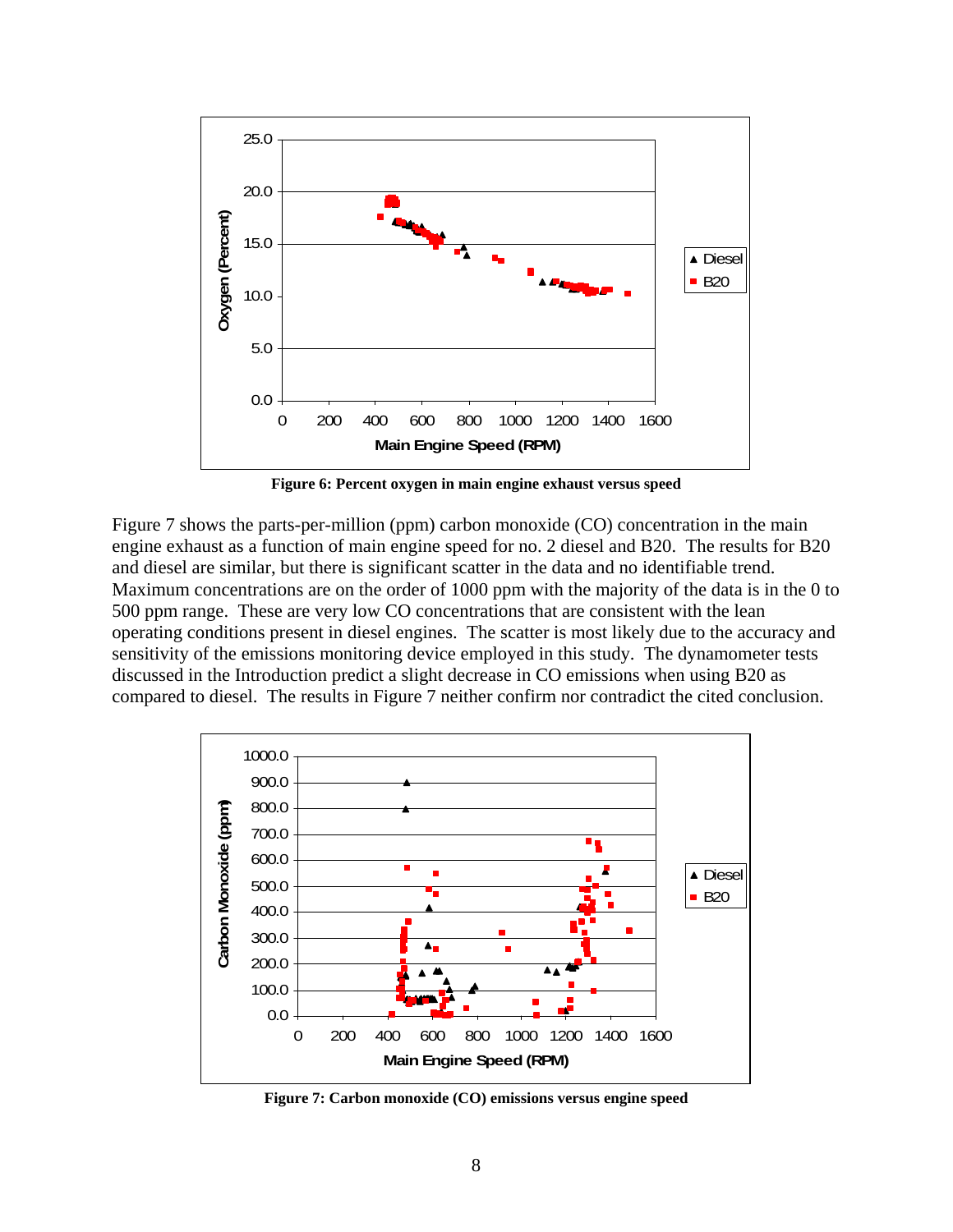Figure 6: Percent oxygen in main engine exhaust versus speed

Figure 7 shows the parts-per-million (ppm) carbon monoxide (CO) concentration in the main engine exhaust as a function of main engine speed for no. 2 diesel and B20. The results for B20 and diesel are similar, but there is significant scatter in the data and no identifiable trend. Maximum concentrations are on the order of 1000 ppm with the majority of the data is in the 0 to 500 ppm range. These are very low CO concentrations that are consistent with the lean operating conditions present in diesel engines. The scatter is most likely due to the accuracy and sensitivity of the emissions monitoring device employed in this study. The dynamometer tests discussed in the Introduction predict a slight decrease in CO emissions when using B20 as compared to diesel. The results in Figure 7 neither confirm nor contradict the cited conclusion.

Figure 7: Carbon monoxide (CO) emissions versus engine speed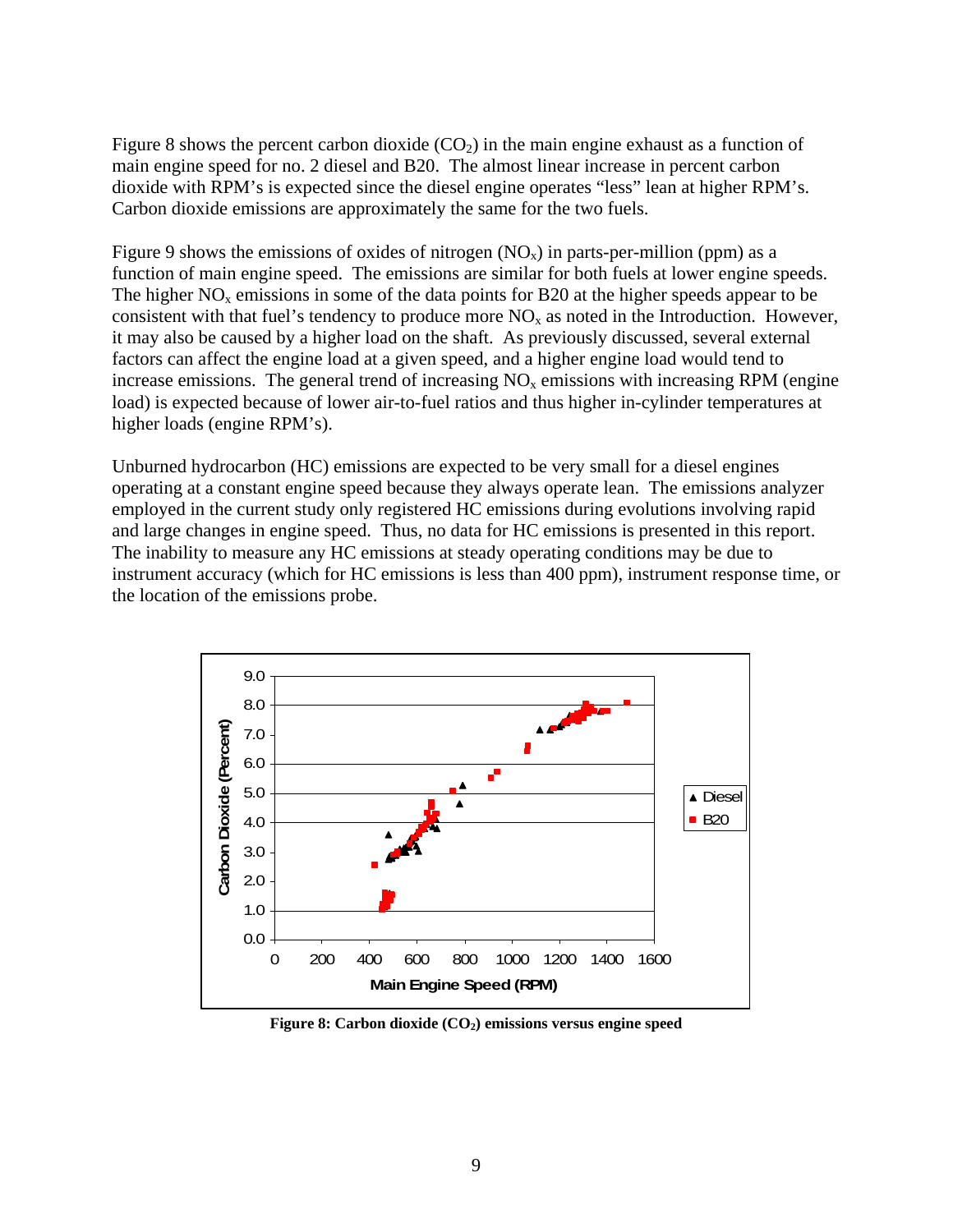Figure 8 shows the percent carbon dioxide ($CO_2$) in the main engine exhaust as a function of main engine speed for no. 2 diesel and B20. The almost linear increase in percent carbon dioxide with RPM's is expected since the diesel engine operates "less" lean at higher RPM's. Carbon dioxide emissions are approximately the same for the two fuels.

Figure 9 shows the emissions of oxides of nitrogen ($NO_x$) in parts-per-million (ppm) as a function of main engine speed. The emissions are similar for both fuels at lower engine speeds. The higher $NO_x$ emissions in some of the data points for B20 at the higher speeds appear to be consistent with that fuel's tendency to produce more $NO_x$ as noted in the Introduction. However, it may also be caused by a higher load on the shaft. As previously discussed, several external factors can affect the engine load at a given speed, and a higher engine load would tend to increase emissions. The general trend of increasing $NO_x$ emissions with increasing RPM (engine load) is expected because of lower air-to-fuel ratios and thus higher in-cylinder temperatures at higher loads (engine RPM's).

Unburned hydrocarbon (HC) emissions are expected to be very small for a diesel engines operating at a constant engine speed because they always operate lean. The emissions analyzer employed in the current study only registered HC emissions during evolutions involving rapid and large changes in engine speed. Thus, no data for HC emissions is presented in this report. The inability to measure any HC emissions at steady operating conditions may be due to instrument accuracy (which for HC emissions is less than 400 ppm), instrument response time, or the location of the emissions probe.

**Figure 8: Carbon dioxide ($CO_2$) emissions versus engine speed**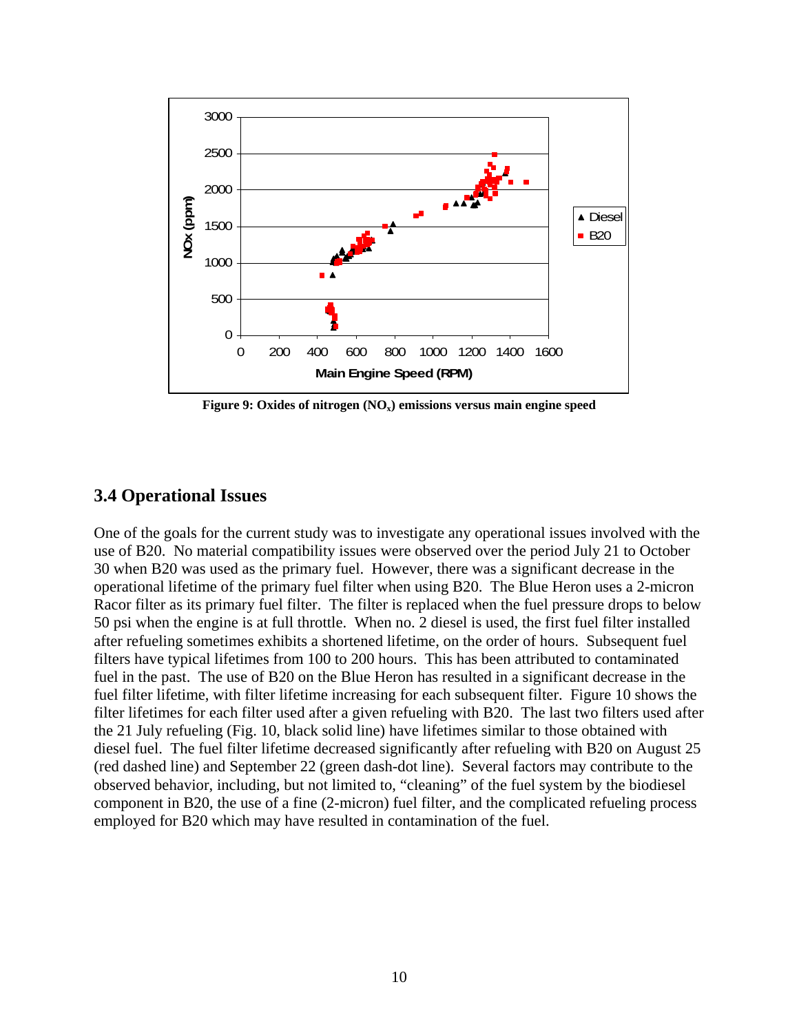Figure 9: Oxides of nitrogen ($NO_x$) emissions versus main engine speed

## 3.4 Operational Issues

One of the goals for the current study was to investigate any operational issues involved with the use of B20. No material compatibility issues were observed over the period July 21 to October 30 when B20 was used as the primary fuel. However, there was a significant decrease in the operational lifetime of the primary fuel filter when using B20. The Blue Heron uses a 2-micron Racor filter as its primary fuel filter. The filter is replaced when the fuel pressure drops to below 50 psi when the engine is at full throttle. When no. 2 diesel is used, the first fuel filter installed after refueling sometimes exhibits a shortened lifetime, on the order of hours. Subsequent fuel filters have typical lifetimes from 100 to 200 hours. This has been attributed to contaminated fuel in the past. The use of B20 on the Blue Heron has resulted in a significant decrease in the fuel filter lifetime, with filter lifetime increasing for each subsequent filter. Figure 10 shows the filter lifetimes for each filter used after a given refueling with B20. The last two filters used after the 21 July refueling (Fig. 10, black solid line) have lifetimes similar to those obtained with diesel fuel. The fuel filter lifetime decreased significantly after refueling with B20 on August 25 (red dashed line) and September 22 (green dash-dot line). Several factors may contribute to the observed behavior, including, but not limited to, "cleaning" of the fuel system by the biodiesel component in B20, the use of a fine (2-micron) fuel filter, and the complicated refueling process employed for B20 which may have resulted in contamination of the fuel.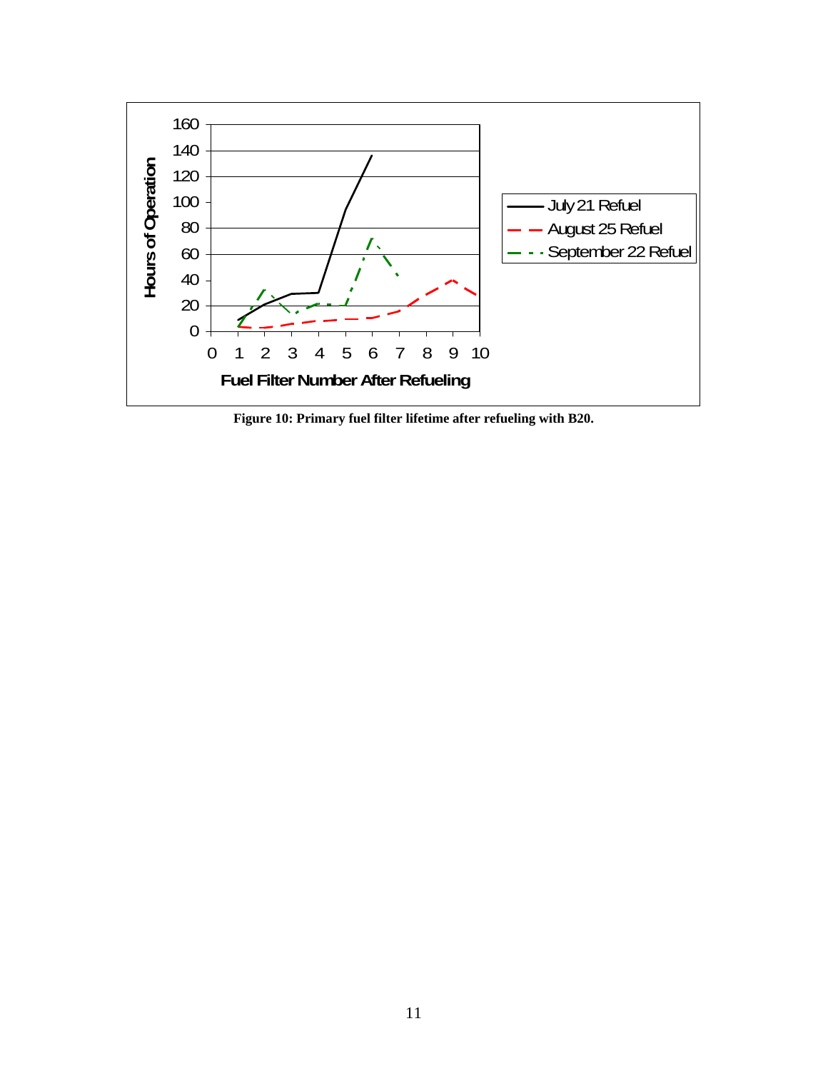**Figure 10: Primary fuel filter lifetime after refueling with B20.**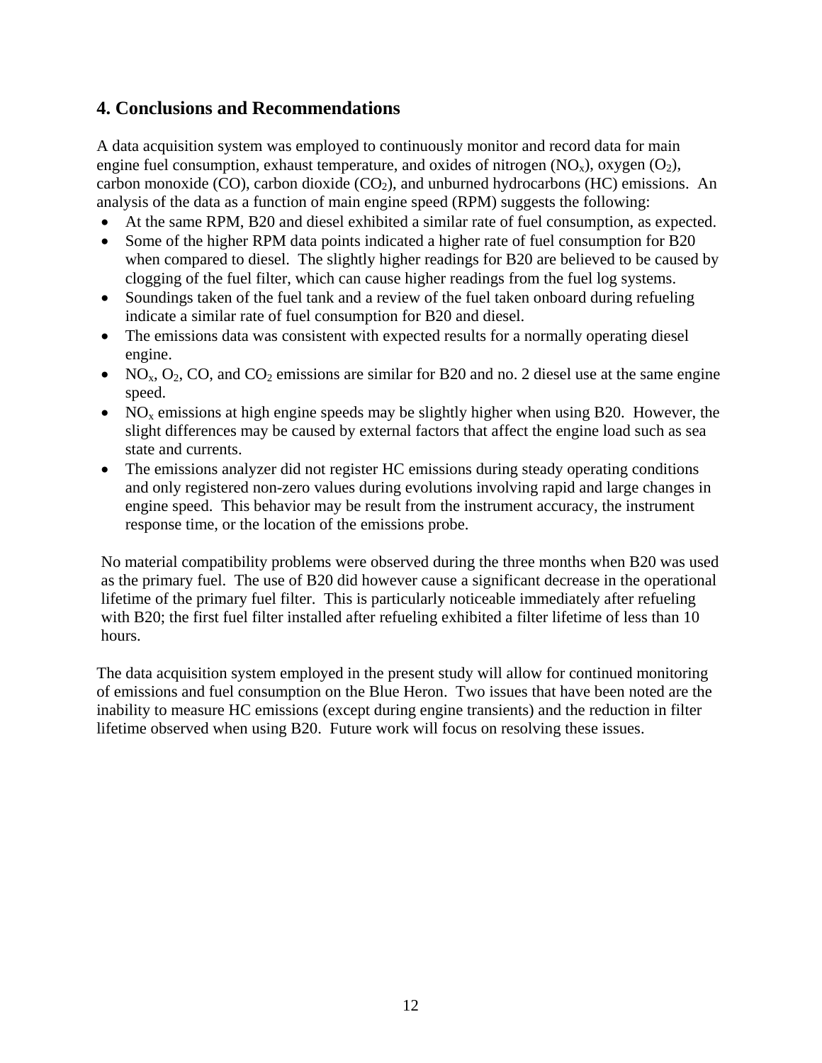## 4. Conclusions and Recommendations

A data acquisition system was employed to continuously monitor and record data for main engine fuel consumption, exhaust temperature, and oxides of nitrogen ($NO_x$), oxygen ($O_2$), carbon monoxide (CO), carbon dioxide ($CO_2$), and unburned hydrocarbons (HC) emissions. An analysis of the data as a function of main engine speed (RPM) suggests the following:

- At the same RPM, B20 and diesel exhibited a similar rate of fuel consumption, as expected.
- Some of the higher RPM data points indicated a higher rate of fuel consumption for B20 when compared to diesel. The slightly higher readings for B20 are believed to be caused by clogging of the fuel filter, which can cause higher readings from the fuel log systems.
- Soundings taken of the fuel tank and a review of the fuel taken onboard during refueling indicate a similar rate of fuel consumption for B20 and diesel.
- The emissions data was consistent with expected results for a normally operating diesel engine.
- $NO_x$, $O_2$, CO, and $CO_2$ emissions are similar for B20 and no. 2 diesel use at the same engine speed.
- $NO_x$ emissions at high engine speeds may be slightly higher when using B20. However, the slight differences may be caused by external factors that affect the engine load such as sea state and currents.
- The emissions analyzer did not register HC emissions during steady operating conditions and only registered non-zero values during evolutions involving rapid and large changes in engine speed. This behavior may be result from the instrument accuracy, the instrument response time, or the location of the emissions probe.

No material compatibility problems were observed during the three months when B20 was used as the primary fuel. The use of B20 did however cause a significant decrease in the operational lifetime of the primary fuel filter. This is particularly noticeable immediately after refueling with B20; the first fuel filter installed after refueling exhibited a filter lifetime of less than 10 hours.

The data acquisition system employed in the present study will allow for continued monitoring of emissions and fuel consumption on the Blue Heron. Two issues that have been noted are the inability to measure HC emissions (except during engine transients) and the reduction in filter lifetime observed when using B20. Future work will focus on resolving these issues.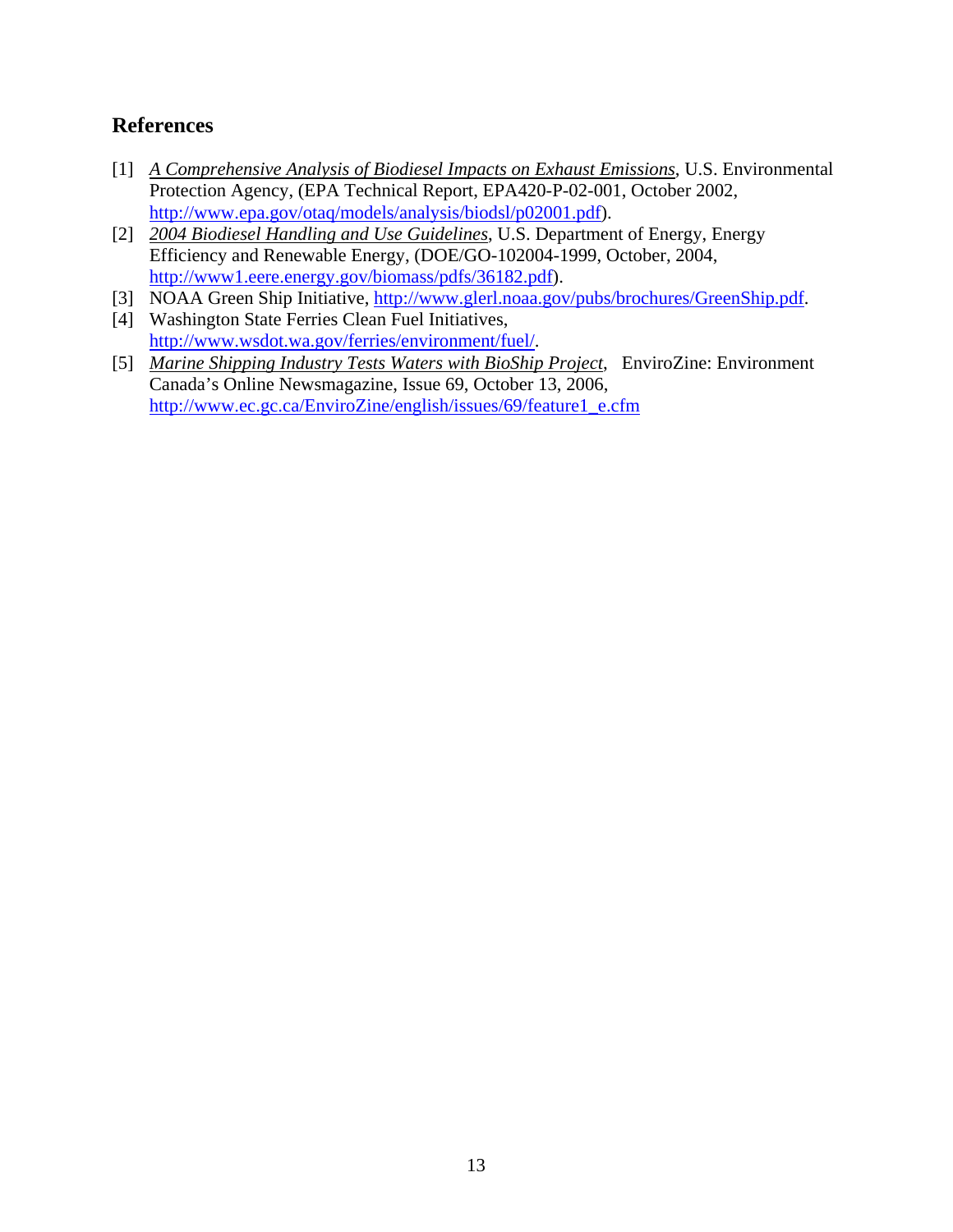## References

[1] *A Comprehensive Analysis of Biodiesel Impacts on Exhaust Emissions*, U.S. Environmental Protection Agency, (EPA Technical Report, EPA420-P-02-001, October 2002, http://www.epa.gov/otaq/models/analysis/biodsl/p02001.pdf).

[2] *2004 Biodiesel Handling and Use Guidelines*, U.S. Department of Energy, Energy Efficiency and Renewable Energy, (DOE/GO-102004-1999, October, 2004, http://www1.eere.energy.gov/biomass/pdfs/36182.pdf).

[3] NOAA Green Ship Initiative, http://www.glerl.noaa.gov/pubs/brochures/GreenShip.pdf.

[4] Washington State Ferries Clean Fuel Initiatives, http://www.wsdot.wa.gov/ferries/environment/fuel/.

[5] *Marine Shipping Industry Tests Waters with BioShip Project*, EnviroZine: Environment Canada's Online Newsmagazine, Issue 69, October 13, 2006, http://www.ec.gc.ca/EnviroZine/english/issues/69/feature1_e.cfm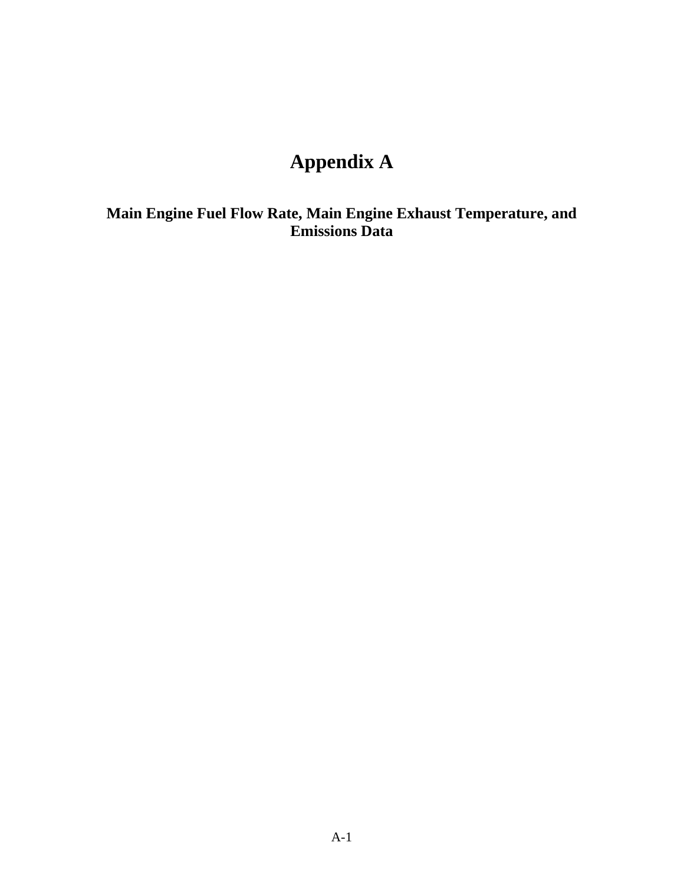# Appendix A

## Main Engine Fuel Flow Rate, Main Engine Exhaust Temperature, and Emissions Data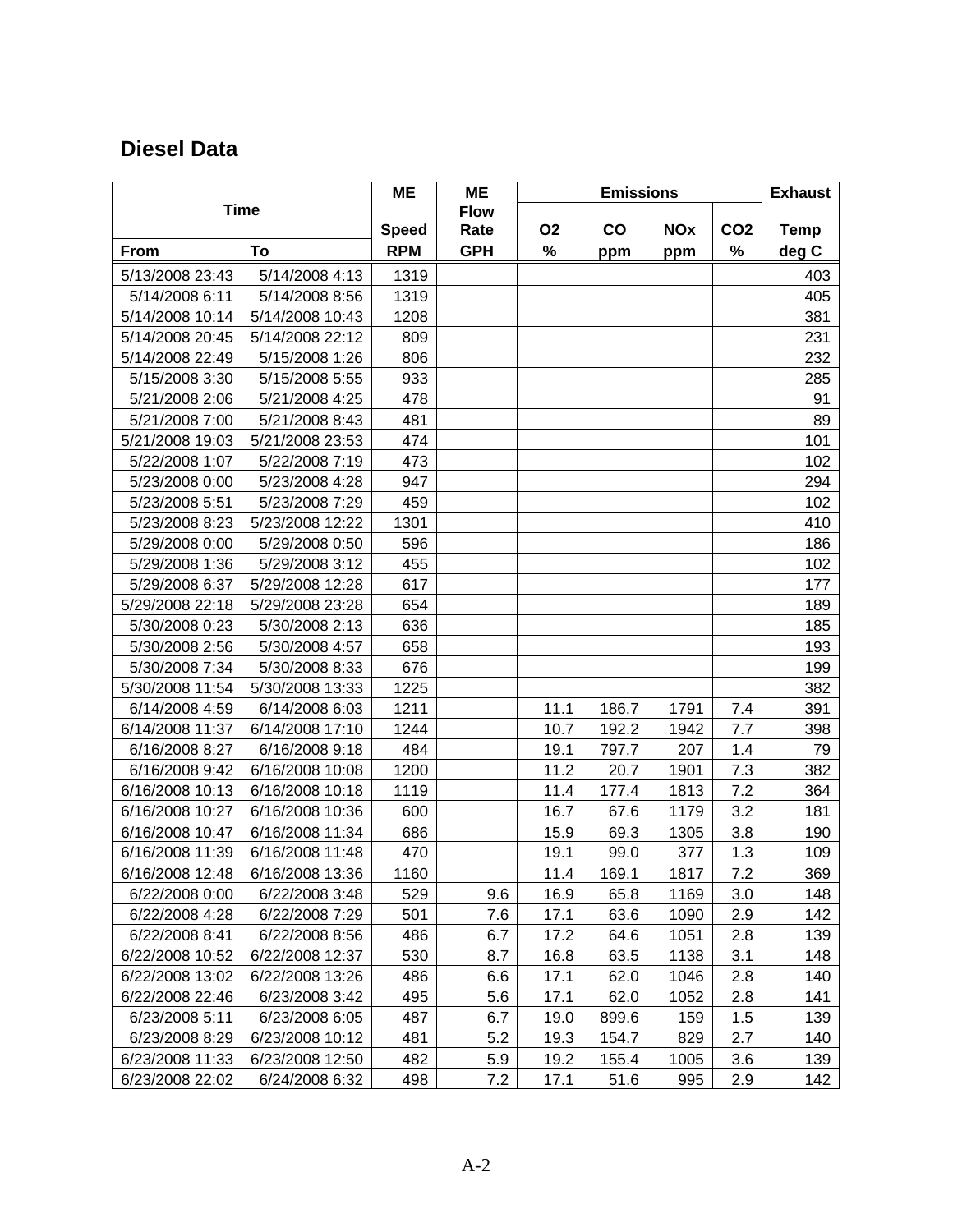## Diesel Data

| Time | | ME Speed | ME Flow Rate | Emissions | | | | Exhaust Temp |
|---|---|---|---|---|---|---|---|---|
| | | | | $O_2$ | CO | NOx | $CO_2$ | |
| From | To | RPM | GPH | % | ppm | ppm | % | deg C |
| 5/13/2008 23:43 | 5/14/2008 4:13 | 1319 | | | | | | 403 |
| 5/14/2008 6:11 | 5/14/2008 8:56 | 1319 | | | | | | 405 |
| 5/14/2008 10:14 | 5/14/2008 10:43 | 1208 | | | | | | 381 |
| 5/14/2008 20:45 | 5/14/2008 22:12 | 809 | | | | | | 231 |
| 5/14/2008 22:49 | 5/15/2008 1:26 | 806 | | | | | | 232 |
| 5/15/2008 3:30 | 5/15/2008 5:55 | 933 | | | | | | 285 |
| 5/21/2008 2:06 | 5/21/2008 4:25 | 478 | | | | | | 91 |
| 5/21/2008 7:00 | 5/21/2008 8:43 | 481 | | | | | | 89 |
| 5/21/2008 19:03 | 5/21/2008 23:53 | 474 | | | | | | 101 |
| 5/22/2008 1:07 | 5/22/2008 7:19 | 473 | | | | | | 102 |
| 5/23/2008 0:00 | 5/23/2008 4:28 | 947 | | | | | | 294 |
| 5/23/2008 5:51 | 5/23/2008 7:29 | 459 | | | | | | 102 |
| 5/23/2008 8:23 | 5/23/2008 12:22 | 1301 | | | | | | 410 |
| 5/29/2008 0:00 | 5/29/2008 0:50 | 596 | | | | | | 186 |
| 5/29/2008 1:36 | 5/29/2008 3:12 | 455 | | | | | | 102 |
| 5/29/2008 6:37 | 5/29/2008 12:28 | 617 | | | | | | 177 |
| 5/29/2008 22:18 | 5/29/2008 23:28 | 654 | | | | | | 189 |
| 5/30/2008 0:23 | 5/30/2008 2:13 | 636 | | | | | | 185 |
| 5/30/2008 2:56 | 5/30/2008 4:57 | 658 | | | | | | 193 |
| 5/30/2008 7:34 | 5/30/2008 8:33 | 676 | | | | | | 199 |
| 5/30/2008 11:54 | 5/30/2008 13:33 | 1225 | | | | | | 382 |
| 6/14/2008 4:59 | 6/14/2008 6:03 | 1211 | | 11.1 | 186.7 | 1791 | 7.4 | 391 |
| 6/14/2008 11:37 | 6/14/2008 17:10 | 1244 | | 10.7 | 192.2 | 1942 | 7.7 | 398 |
| 6/16/2008 8:27 | 6/16/2008 9:18 | 484 | | 19.1 | 797.7 | 207 | 1.4 | 79 |
| 6/16/2008 9:42 | 6/16/2008 10:08 | 1200 | | 11.2 | 20.7 | 1901 | 7.3 | 382 |
| 6/16/2008 10:13 | 6/16/2008 10:18 | 1119 | | 11.4 | 177.4 | 1813 | 7.2 | 364 |
| 6/16/2008 10:27 | 6/16/2008 10:36 | 600 | | 16.7 | 67.6 | 1179 | 3.2 | 181 |
| 6/16/2008 10:47 | 6/16/2008 11:34 | 686 | | 15.9 | 69.3 | 1305 | 3.8 | 190 |
| 6/16/2008 11:39 | 6/16/2008 11:48 | 470 | | 19.1 | 99.0 | 377 | 1.3 | 109 |
| 6/16/2008 12:48 | 6/16/2008 13:36 | 1160 | | 11.4 | 169.1 | 1817 | 7.2 | 369 |
| 6/22/2008 0:00 | 6/22/2008 3:48 | 529 | 9.6 | 16.9 | 65.8 | 1169 | 3.0 | 148 |
| 6/22/2008 4:28 | 6/22/2008 7:29 | 501 | 7.6 | 17.1 | 63.6 | 1090 | 2.9 | 142 |
| 6/22/2008 8:41 | 6/22/2008 8:56 | 486 | 6.7 | 17.2 | 64.6 | 1051 | 2.8 | 139 |
| 6/22/2008 10:52 | 6/22/2008 12:37 | 530 | 8.7 | 16.8 | 63.5 | 1138 | 3.1 | 148 |
| 6/22/2008 13:02 | 6/22/2008 13:26 | 486 | 6.6 | 17.1 | 62.0 | 1046 | 2.8 | 140 |
| 6/22/2008 22:46 | 6/23/2008 3:42 | 495 | 5.6 | 17.1 | 62.0 | 1052 | 2.8 | 141 |
| 6/23/2008 5:11 | 6/23/2008 6:05 | 487 | 6.7 | 19.0 | 899.6 | 159 | 1.5 | 139 |
| 6/23/2008 8:29 | 6/23/2008 10:12 | 481 | 5.2 | 19.3 | 154.7 | 829 | 2.7 | 140 |
| 6/23/2008 11:33 | 6/23/2008 12:50 | 482 | 5.9 | 19.2 | 155.4 | 1005 | 3.6 | 139 |
| 6/23/2008 22:02 | 6/24/2008 6:32 | 498 | 7.2 | 17.1 | 51.6 | 995 | 2.9 | 142 |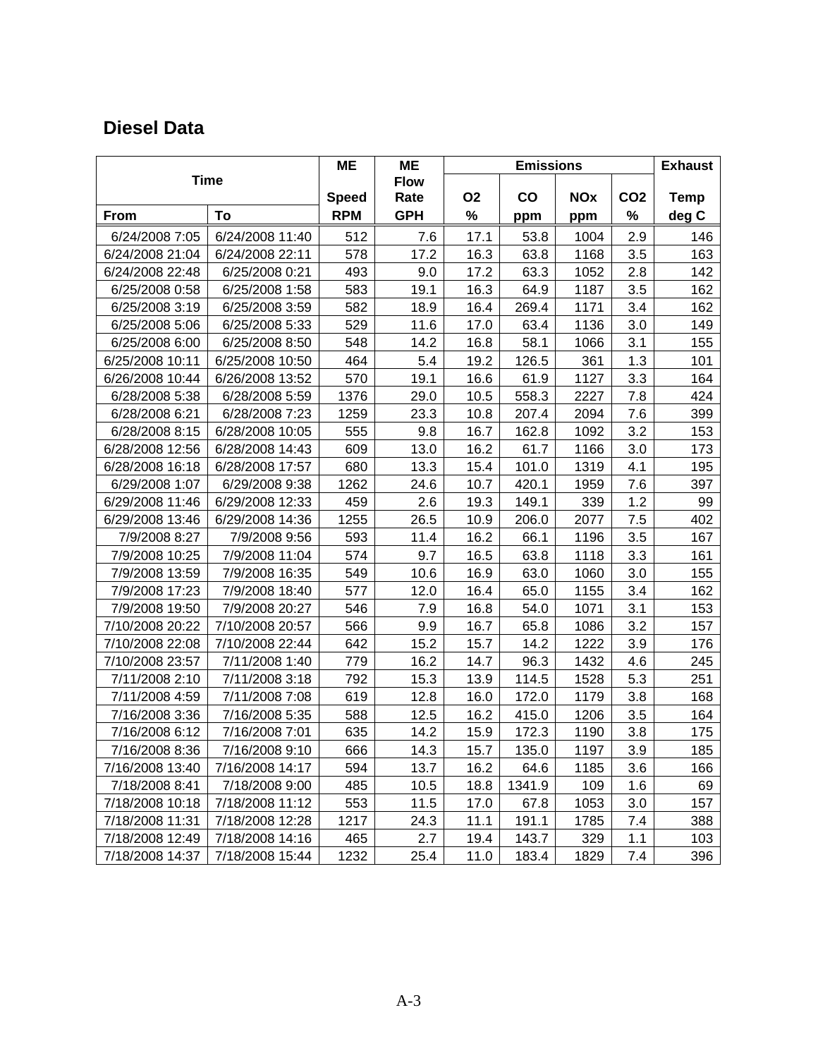## Diesel Data

| Time | | ME | ME | Emissions | | | | Exhaust |
|---|---|---|---|---|---|---|---|---|
| | | Speed | Flow Rate | $O_2$ | CO | NOx | $CO_2$ | Temp |
| From | To | RPM | GPH | % | ppm | ppm | % | deg C |
| 6/24/2008 7:05 | 6/24/2008 11:40 | 512 | 7.6 | 17.1 | 53.8 | 1004 | 2.9 | 146 |
| 6/24/2008 21:04 | 6/24/2008 22:11 | 578 | 17.2 | 16.3 | 63.8 | 1168 | 3.5 | 163 |
| 6/24/2008 22:48 | 6/25/2008 0:21 | 493 | 9.0 | 17.2 | 63.3 | 1052 | 2.8 | 142 |
| 6/25/2008 0:58 | 6/25/2008 1:58 | 583 | 19.1 | 16.3 | 64.9 | 1187 | 3.5 | 162 |
| 6/25/2008 3:19 | 6/25/2008 3:59 | 582 | 18.9 | 16.4 | 269.4 | 1171 | 3.4 | 162 |
| 6/25/2008 5:06 | 6/25/2008 5:33 | 529 | 11.6 | 17.0 | 63.4 | 1136 | 3.0 | 149 |
| 6/25/2008 6:00 | 6/25/2008 8:50 | 548 | 14.2 | 16.8 | 58.1 | 1066 | 3.1 | 155 |
| 6/25/2008 10:11 | 6/25/2008 10:50 | 464 | 5.4 | 19.2 | 126.5 | 361 | 1.3 | 101 |
| 6/26/2008 10:44 | 6/26/2008 13:52 | 570 | 19.1 | 16.6 | 61.9 | 1127 | 3.3 | 164 |
| 6/28/2008 5:38 | 6/28/2008 5:59 | 1376 | 29.0 | 10.5 | 558.3 | 2227 | 7.8 | 424 |
| 6/28/2008 6:21 | 6/28/2008 7:23 | 1259 | 23.3 | 10.8 | 207.4 | 2094 | 7.6 | 399 |
| 6/28/2008 8:15 | 6/28/2008 10:05 | 555 | 9.8 | 16.7 | 162.8 | 1092 | 3.2 | 153 |
| 6/28/2008 12:56 | 6/28/2008 14:43 | 609 | 13.0 | 16.2 | 61.7 | 1166 | 3.0 | 173 |
| 6/28/2008 16:18 | 6/28/2008 17:57 | 680 | 13.3 | 15.4 | 101.0 | 1319 | 4.1 | 195 |
| 6/29/2008 1:07 | 6/29/2008 9:38 | 1262 | 24.6 | 10.7 | 420.1 | 1959 | 7.6 | 397 |
| 6/29/2008 11:46 | 6/29/2008 12:33 | 459 | 2.6 | 19.3 | 149.1 | 339 | 1.2 | 99 |
| 6/29/2008 13:46 | 6/29/2008 14:36 | 1255 | 26.5 | 10.9 | 206.0 | 2077 | 7.5 | 402 |
| 7/9/2008 8:27 | 7/9/2008 9:56 | 593 | 11.4 | 16.2 | 66.1 | 1196 | 3.5 | 167 |
| 7/9/2008 10:25 | 7/9/2008 11:04 | 574 | 9.7 | 16.5 | 63.8 | 1118 | 3.3 | 161 |
| 7/9/2008 13:59 | 7/9/2008 16:35 | 549 | 10.6 | 16.9 | 63.0 | 1060 | 3.0 | 155 |
| 7/9/2008 17:23 | 7/9/2008 18:40 | 577 | 12.0 | 16.4 | 65.0 | 1155 | 3.4 | 162 |
| 7/9/2008 19:50 | 7/9/2008 20:27 | 546 | 7.9 | 16.8 | 54.0 | 1071 | 3.1 | 153 |
| 7/10/2008 20:22 | 7/10/2008 20:57 | 566 | 9.9 | 16.7 | 65.8 | 1086 | 3.2 | 157 |
| 7/10/2008 22:08 | 7/10/2008 22:44 | 642 | 15.2 | 15.7 | 14.2 | 1222 | 3.9 | 176 |
| 7/10/2008 23:57 | 7/11/2008 1:40 | 779 | 16.2 | 14.7 | 96.3 | 1432 | 4.6 | 245 |
| 7/11/2008 2:10 | 7/11/2008 3:18 | 792 | 15.3 | 13.9 | 114.5 | 1528 | 5.3 | 251 |
| 7/11/2008 4:59 | 7/11/2008 7:08 | 619 | 12.8 | 16.0 | 172.0 | 1179 | 3.8 | 168 |
| 7/16/2008 3:36 | 7/16/2008 5:35 | 588 | 12.5 | 16.2 | 415.0 | 1206 | 3.5 | 164 |
| 7/16/2008 6:12 | 7/16/2008 7:01 | 635 | 14.2 | 15.9 | 172.3 | 1190 | 3.8 | 175 |
| 7/16/2008 8:36 | 7/16/2008 9:10 | 666 | 14.3 | 15.7 | 135.0 | 1197 | 3.9 | 185 |
| 7/16/2008 13:40 | 7/16/2008 14:17 | 594 | 13.7 | 16.2 | 64.6 | 1185 | 3.6 | 166 |
| 7/18/2008 8:41 | 7/18/2008 9:00 | 485 | 10.5 | 18.8 | 1341.9 | 109 | 1.6 | 69 |
| 7/18/2008 10:18 | 7/18/2008 11:12 | 553 | 11.5 | 17.0 | 67.8 | 1053 | 3.0 | 157 |
| 7/18/2008 11:31 | 7/18/2008 12:28 | 1217 | 24.3 | 11.1 | 191.1 | 1785 | 7.4 | 388 |
| 7/18/2008 12:49 | 7/18/2008 14:16 | 465 | 2.7 | 19.4 | 143.7 | 329 | 1.1 | 103 |
| 7/18/2008 14:37 | 7/18/2008 15:44 | 1232 | 25.4 | 11.0 | 183.4 | 1829 | 7.4 | 396 |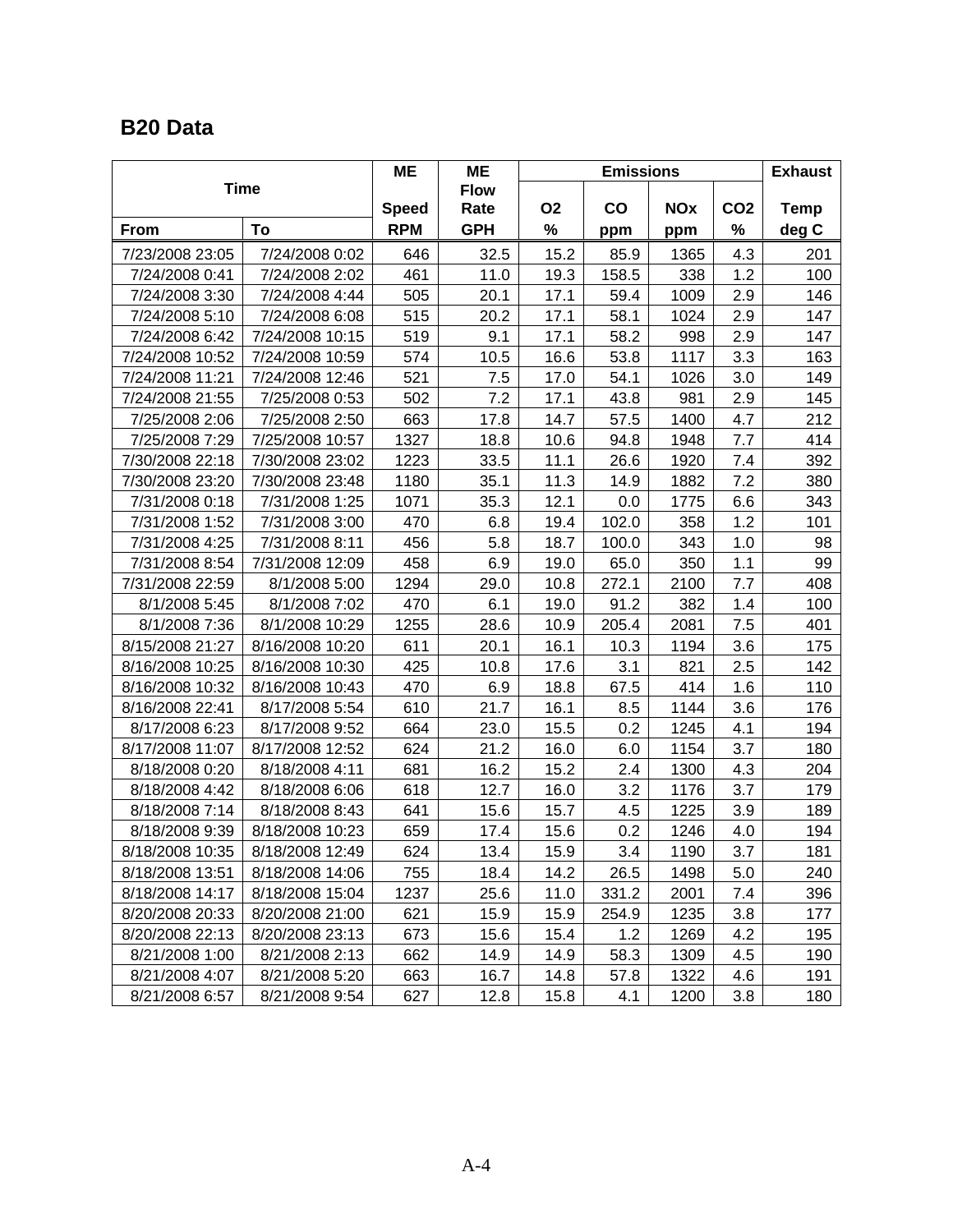## B20 Data

| Time | | ME | ME | Emissions | | | | Exhaust |
|---|---|---|---|---|---|---|---|---|
| | | Speed | Flow Rate | O2 | CO | NOx | CO2 | Temp |
| From | To | RPM | GPH | % | ppm | ppm | % | deg C |
| 7/23/2008 23:05 | 7/24/2008 0:02 | 646 | 32.5 | 15.2 | 85.9 | 1365 | 4.3 | 201 |
| 7/24/2008 0:41 | 7/24/2008 2:02 | 461 | 11.0 | 19.3 | 158.5 | 338 | 1.2 | 100 |
| 7/24/2008 3:30 | 7/24/2008 4:44 | 505 | 20.1 | 17.1 | 59.4 | 1009 | 2.9 | 146 |
| 7/24/2008 5:10 | 7/24/2008 6:08 | 515 | 20.2 | 17.1 | 58.1 | 1024 | 2.9 | 147 |
| 7/24/2008 6:42 | 7/24/2008 10:15 | 519 | 9.1 | 17.1 | 58.2 | 998 | 2.9 | 147 |
| 7/24/2008 10:52 | 7/24/2008 10:59 | 574 | 10.5 | 16.6 | 53.8 | 1117 | 3.3 | 163 |
| 7/24/2008 11:21 | 7/24/2008 12:46 | 521 | 7.5 | 17.0 | 54.1 | 1026 | 3.0 | 149 |
| 7/24/2008 21:55 | 7/25/2008 0:53 | 502 | 7.2 | 17.1 | 43.8 | 981 | 2.9 | 145 |
| 7/25/2008 2:06 | 7/25/2008 2:50 | 663 | 17.8 | 14.7 | 57.5 | 1400 | 4.7 | 212 |
| 7/25/2008 7:29 | 7/25/2008 10:57 | 1327 | 18.8 | 10.6 | 94.8 | 1948 | 7.7 | 414 |
| 7/30/2008 22:18 | 7/30/2008 23:02 | 1223 | 33.5 | 11.1 | 26.6 | 1920 | 7.4 | 392 |
| 7/30/2008 23:20 | 7/30/2008 23:48 | 1180 | 35.1 | 11.3 | 14.9 | 1882 | 7.2 | 380 |
| 7/31/2008 0:18 | 7/31/2008 1:25 | 1071 | 35.3 | 12.1 | 0.0 | 1775 | 6.6 | 343 |
| 7/31/2008 1:52 | 7/31/2008 3:00 | 470 | 6.8 | 19.4 | 102.0 | 358 | 1.2 | 101 |
| 7/31/2008 4:25 | 7/31/2008 8:11 | 456 | 5.8 | 18.7 | 100.0 | 343 | 1.0 | 98 |
| 7/31/2008 8:54 | 7/31/2008 12:09 | 458 | 6.9 | 19.0 | 65.0 | 350 | 1.1 | 99 |
| 7/31/2008 22:59 | 8/1/2008 5:00 | 1294 | 29.0 | 10.8 | 272.1 | 2100 | 7.7 | 408 |
| 8/1/2008 5:45 | 8/1/2008 7:02 | 470 | 6.1 | 19.0 | 91.2 | 382 | 1.4 | 100 |
| 8/1/2008 7:36 | 8/1/2008 10:29 | 1255 | 28.6 | 10.9 | 205.4 | 2081 | 7.5 | 401 |
| 8/15/2008 21:27 | 8/16/2008 10:20 | 611 | 20.1 | 16.1 | 10.3 | 1194 | 3.6 | 175 |
| 8/16/2008 10:25 | 8/16/2008 10:30 | 425 | 10.8 | 17.6 | 3.1 | 821 | 2.5 | 142 |
| 8/16/2008 10:32 | 8/16/2008 10:43 | 470 | 6.9 | 18.8 | 67.5 | 414 | 1.6 | 110 |
| 8/16/2008 22:41 | 8/17/2008 5:54 | 610 | 21.7 | 16.1 | 8.5 | 1144 | 3.6 | 176 |
| 8/17/2008 6:23 | 8/17/2008 9:52 | 664 | 23.0 | 15.5 | 0.2 | 1245 | 4.1 | 194 |
| 8/17/2008 11:07 | 8/17/2008 12:52 | 624 | 21.2 | 16.0 | 6.0 | 1154 | 3.7 | 180 |
| 8/18/2008 0:20 | 8/18/2008 4:11 | 681 | 16.2 | 15.2 | 2.4 | 1300 | 4.3 | 204 |
| 8/18/2008 4:42 | 8/18/2008 6:06 | 618 | 12.7 | 16.0 | 3.2 | 1176 | 3.7 | 179 |
| 8/18/2008 7:14 | 8/18/2008 8:43 | 641 | 15.6 | 15.7 | 4.5 | 1225 | 3.9 | 189 |
| 8/18/2008 9:39 | 8/18/2008 10:23 | 659 | 17.4 | 15.6 | 0.2 | 1246 | 4.0 | 194 |
| 8/18/2008 10:35 | 8/18/2008 12:49 | 624 | 13.4 | 15.9 | 3.4 | 1190 | 3.7 | 181 |
| 8/18/2008 13:51 | 8/18/2008 14:06 | 755 | 18.4 | 14.2 | 26.5 | 1498 | 5.0 | 240 |
| 8/18/2008 14:17 | 8/18/2008 15:04 | 1237 | 25.6 | 11.0 | 331.2 | 2001 | 7.4 | 396 |
| 8/20/2008 20:33 | 8/20/2008 21:00 | 621 | 15.9 | 15.9 | 254.9 | 1235 | 3.8 | 177 |
| 8/20/2008 22:13 | 8/20/2008 23:13 | 673 | 15.6 | 15.4 | 1.2 | 1269 | 4.2 | 195 |
| 8/21/2008 1:00 | 8/21/2008 2:13 | 662 | 14.9 | 14.9 | 58.3 | 1309 | 4.5 | 190 |
| 8/21/2008 4:07 | 8/21/2008 5:20 | 663 | 16.7 | 14.8 | 57.8 | 1322 | 4.6 | 191 |
| 8/21/2008 6:57 | 8/21/2008 9:54 | 627 | 12.8 | 15.8 | 4.1 | 1200 | 3.8 | 180 |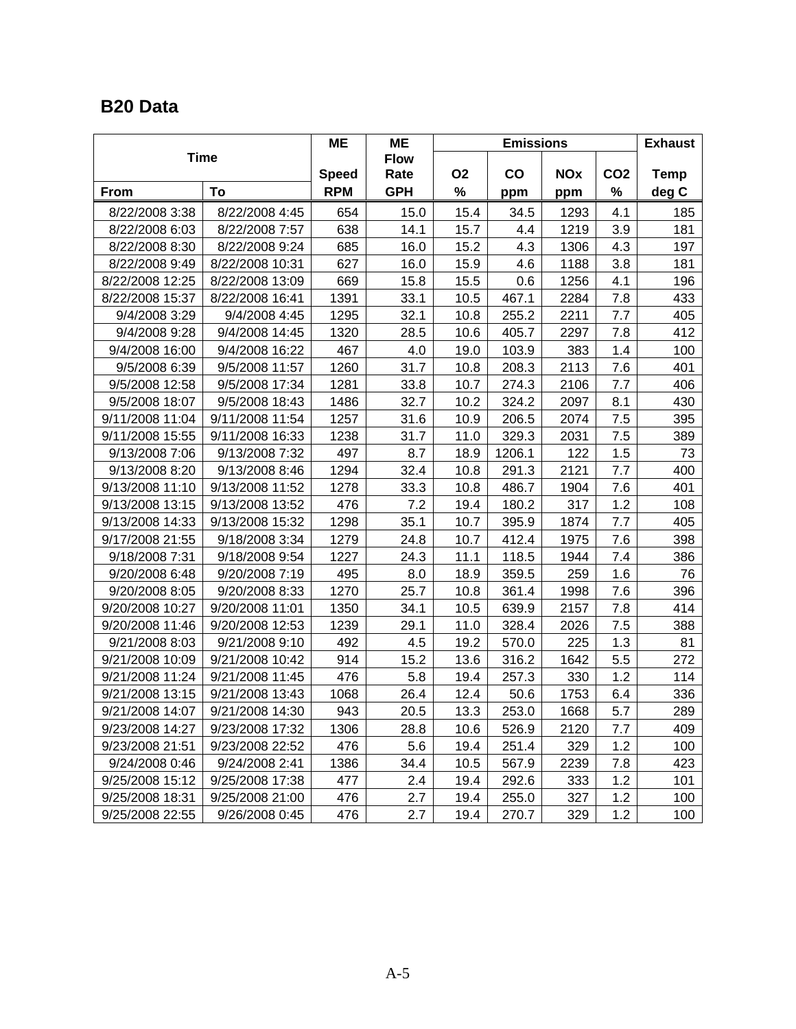## B20 Data

| Time | | ME Speed | ME Flow Rate | Emissions | | | | Exhaust Temp |
|---|---|---|---|---|---|---|---|---|
| | | | | O2 | CO | NOx | CO2 | |
| From | To | RPM | GPH | % | ppm | ppm | % | deg C |
| 8/22/2008 3:38 | 8/22/2008 4:45 | 654 | 15.0 | 15.4 | 34.5 | 1293 | 4.1 | 185 |
| 8/22/2008 6:03 | 8/22/2008 7:57 | 638 | 14.1 | 15.7 | 4.4 | 1219 | 3.9 | 181 |
| 8/22/2008 8:30 | 8/22/2008 9:24 | 685 | 16.0 | 15.2 | 4.3 | 1306 | 4.3 | 197 |
| 8/22/2008 9:49 | 8/22/2008 10:31 | 627 | 16.0 | 15.9 | 4.6 | 1188 | 3.8 | 181 |
| 8/22/2008 12:25 | 8/22/2008 13:09 | 669 | 15.8 | 15.5 | 0.6 | 1256 | 4.1 | 196 |
| 8/22/2008 15:37 | 8/22/2008 16:41 | 1391 | 33.1 | 10.5 | 467.1 | 2284 | 7.8 | 433 |
| 9/4/2008 3:29 | 9/4/2008 4:45 | 1295 | 32.1 | 10.8 | 255.2 | 2211 | 7.7 | 405 |
| 9/4/2008 9:28 | 9/4/2008 14:45 | 1320 | 28.5 | 10.6 | 405.7 | 2297 | 7.8 | 412 |
| 9/4/2008 16:00 | 9/4/2008 16:22 | 467 | 4.0 | 19.0 | 103.9 | 383 | 1.4 | 100 |
| 9/5/2008 6:39 | 9/5/2008 11:57 | 1260 | 31.7 | 10.8 | 208.3 | 2113 | 7.6 | 401 |
| 9/5/2008 12:58 | 9/5/2008 17:34 | 1281 | 33.8 | 10.7 | 274.3 | 2106 | 7.7 | 406 |
| 9/5/2008 18:07 | 9/5/2008 18:43 | 1486 | 32.7 | 10.2 | 324.2 | 2097 | 8.1 | 430 |
| 9/11/2008 11:04 | 9/11/2008 11:54 | 1257 | 31.6 | 10.9 | 206.5 | 2074 | 7.5 | 395 |
| 9/11/2008 15:55 | 9/11/2008 16:33 | 1238 | 31.7 | 11.0 | 329.3 | 2031 | 7.5 | 389 |
| 9/13/2008 7:06 | 9/13/2008 7:32 | 497 | 8.7 | 18.9 | 1206.1 | 122 | 1.5 | 73 |
| 9/13/2008 8:20 | 9/13/2008 8:46 | 1294 | 32.4 | 10.8 | 291.3 | 2121 | 7.7 | 400 |
| 9/13/2008 11:10 | 9/13/2008 11:52 | 1278 | 33.3 | 10.8 | 486.7 | 1904 | 7.6 | 401 |
| 9/13/2008 13:15 | 9/13/2008 13:52 | 476 | 7.2 | 19.4 | 180.2 | 317 | 1.2 | 108 |
| 9/13/2008 14:33 | 9/13/2008 15:32 | 1298 | 35.1 | 10.7 | 395.9 | 1874 | 7.7 | 405 |
| 9/17/2008 21:55 | 9/18/2008 3:34 | 1279 | 24.8 | 10.7 | 412.4 | 1975 | 7.6 | 398 |
| 9/18/2008 7:31 | 9/18/2008 9:54 | 1227 | 24.3 | 11.1 | 118.5 | 1944 | 7.4 | 386 |
| 9/20/2008 6:48 | 9/20/2008 7:19 | 495 | 8.0 | 18.9 | 359.5 | 259 | 1.6 | 76 |
| 9/20/2008 8:05 | 9/20/2008 8:33 | 1270 | 25.7 | 10.8 | 361.4 | 1998 | 7.6 | 396 |
| 9/20/2008 10:27 | 9/20/2008 11:01 | 1350 | 34.1 | 10.5 | 639.9 | 2157 | 7.8 | 414 |
| 9/20/2008 11:46 | 9/20/2008 12:53 | 1239 | 29.1 | 11.0 | 328.4 | 2026 | 7.5 | 388 |
| 9/21/2008 8:03 | 9/21/2008 9:10 | 492 | 4.5 | 19.2 | 570.0 | 225 | 1.3 | 81 |
| 9/21/2008 10:09 | 9/21/2008 10:42 | 914 | 15.2 | 13.6 | 316.2 | 1642 | 5.5 | 272 |
| 9/21/2008 11:24 | 9/21/2008 11:45 | 476 | 5.8 | 19.4 | 257.3 | 330 | 1.2 | 114 |
| 9/21/2008 13:15 | 9/21/2008 13:43 | 1068 | 26.4 | 12.4 | 50.6 | 1753 | 6.4 | 336 |
| 9/21/2008 14:07 | 9/21/2008 14:30 | 943 | 20.5 | 13.3 | 253.0 | 1668 | 5.7 | 289 |
| 9/23/2008 14:27 | 9/23/2008 17:32 | 1306 | 28.8 | 10.6 | 526.9 | 2120 | 7.7 | 409 |
| 9/23/2008 21:51 | 9/23/2008 22:52 | 476 | 5.6 | 19.4 | 251.4 | 329 | 1.2 | 100 |
| 9/24/2008 0:46 | 9/24/2008 2:41 | 1386 | 34.4 | 10.5 | 567.9 | 2239 | 7.8 | 423 |
| 9/25/2008 15:12 | 9/25/2008 17:38 | 477 | 2.4 | 19.4 | 292.6 | 333 | 1.2 | 101 |
| 9/25/2008 18:31 | 9/25/2008 21:00 | 476 | 2.7 | 19.4 | 255.0 | 327 | 1.2 | 100 |
| 9/25/2008 22:55 | 9/26/2008 0:45 | 476 | 2.7 | 19.4 | 270.7 | 329 | 1.2 | 100 |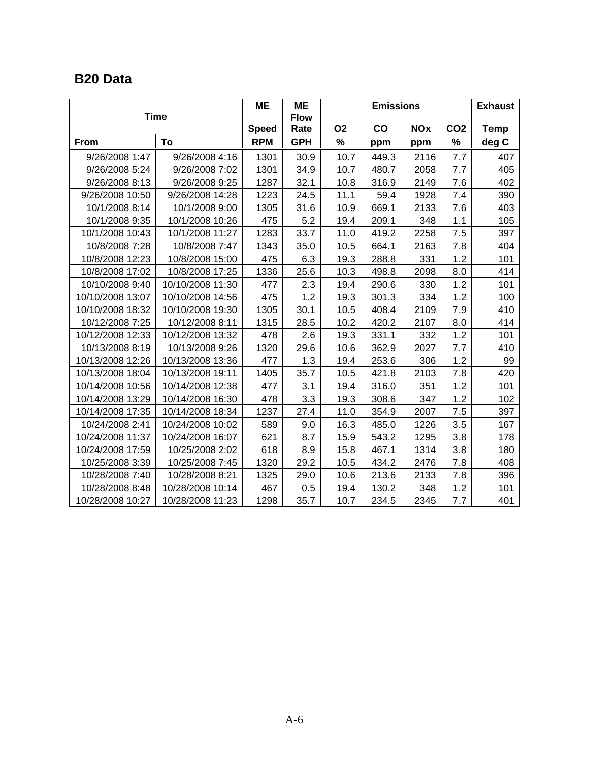## B20 Data

| Time | | ME Speed | ME Flow Rate | Emissions | | | | Exhaust Temp |
|---|---|---|---|---|---|---|---|---|
| | | | | O2 | CO | NOx | CO2 | |
| From | To | RPM | GPH | % | ppm | ppm | % | deg C |
| 9/26/2008 1:47 | 9/26/2008 4:16 | 1301 | 30.9 | 10.7 | 449.3 | 2116 | 7.7 | 407 |
| 9/26/2008 5:24 | 9/26/2008 7:02 | 1301 | 34.9 | 10.7 | 480.7 | 2058 | 7.7 | 405 |
| 9/26/2008 8:13 | 9/26/2008 9:25 | 1287 | 32.1 | 10.8 | 316.9 | 2149 | 7.6 | 402 |
| 9/26/2008 10:50 | 9/26/2008 14:28 | 1223 | 24.5 | 11.1 | 59.4 | 1928 | 7.4 | 390 |
| 10/1/2008 8:14 | 10/1/2008 9:00 | 1305 | 31.6 | 10.9 | 669.1 | 2133 | 7.6 | 403 |
| 10/1/2008 9:35 | 10/1/2008 10:26 | 475 | 5.2 | 19.4 | 209.1 | 348 | 1.1 | 105 |
| 10/1/2008 10:43 | 10/1/2008 11:27 | 1283 | 33.7 | 11.0 | 419.2 | 2258 | 7.5 | 397 |
| 10/8/2008 7:28 | 10/8/2008 7:47 | 1343 | 35.0 | 10.5 | 664.1 | 2163 | 7.8 | 404 |
| 10/8/2008 12:23 | 10/8/2008 15:00 | 475 | 6.3 | 19.3 | 288.8 | 331 | 1.2 | 101 |
| 10/8/2008 17:02 | 10/8/2008 17:25 | 1336 | 25.6 | 10.3 | 498.8 | 2098 | 8.0 | 414 |
| 10/10/2008 9:40 | 10/10/2008 11:30 | 477 | 2.3 | 19.4 | 290.6 | 330 | 1.2 | 101 |
| 10/10/2008 13:07 | 10/10/2008 14:56 | 475 | 1.2 | 19.3 | 301.3 | 334 | 1.2 | 100 |
| 10/10/2008 18:32 | 10/10/2008 19:30 | 1305 | 30.1 | 10.5 | 408.4 | 2109 | 7.9 | 410 |
| 10/12/2008 7:25 | 10/12/2008 8:11 | 1315 | 28.5 | 10.2 | 420.2 | 2107 | 8.0 | 414 |
| 10/12/2008 12:33 | 10/12/2008 13:32 | 478 | 2.6 | 19.3 | 331.1 | 332 | 1.2 | 101 |
| 10/13/2008 8:19 | 10/13/2008 9:26 | 1320 | 29.6 | 10.6 | 362.9 | 2027 | 7.7 | 410 |
| 10/13/2008 12:26 | 10/13/2008 13:36 | 477 | 1.3 | 19.4 | 253.6 | 306 | 1.2 | 99 |
| 10/13/2008 18:04 | 10/13/2008 19:11 | 1405 | 35.7 | 10.5 | 421.8 | 2103 | 7.8 | 420 |
| 10/14/2008 10:56 | 10/14/2008 12:38 | 477 | 3.1 | 19.4 | 316.0 | 351 | 1.2 | 101 |
| 10/14/2008 13:29 | 10/14/2008 16:30 | 478 | 3.3 | 19.3 | 308.6 | 347 | 1.2 | 102 |
| 10/14/2008 17:35 | 10/14/2008 18:34 | 1237 | 27.4 | 11.0 | 354.9 | 2007 | 7.5 | 397 |
| 10/24/2008 2:41 | 10/24/2008 10:02 | 589 | 9.0 | 16.3 | 485.0 | 1226 | 3.5 | 167 |
| 10/24/2008 11:37 | 10/24/2008 16:07 | 621 | 8.7 | 15.9 | 543.2 | 1295 | 3.8 | 178 |
| 10/24/2008 17:59 | 10/25/2008 2:02 | 618 | 8.9 | 15.8 | 467.1 | 1314 | 3.8 | 180 |
| 10/25/2008 3:39 | 10/25/2008 7:45 | 1320 | 29.2 | 10.5 | 434.2 | 2476 | 7.8 | 408 |
| 10/28/2008 7:40 | 10/28/2008 8:21 | 1325 | 29.0 | 10.6 | 213.6 | 2133 | 7.8 | 396 |
| 10/28/2008 8:48 | 10/28/2008 10:14 | 467 | 0.5 | 19.4 | 130.2 | 348 | 1.2 | 101 |
| 10/28/2008 10:27 | 10/28/2008 11:23 | 1298 | 35.7 | 10.7 | 234.5 | 2345 | 7.7 | 401 |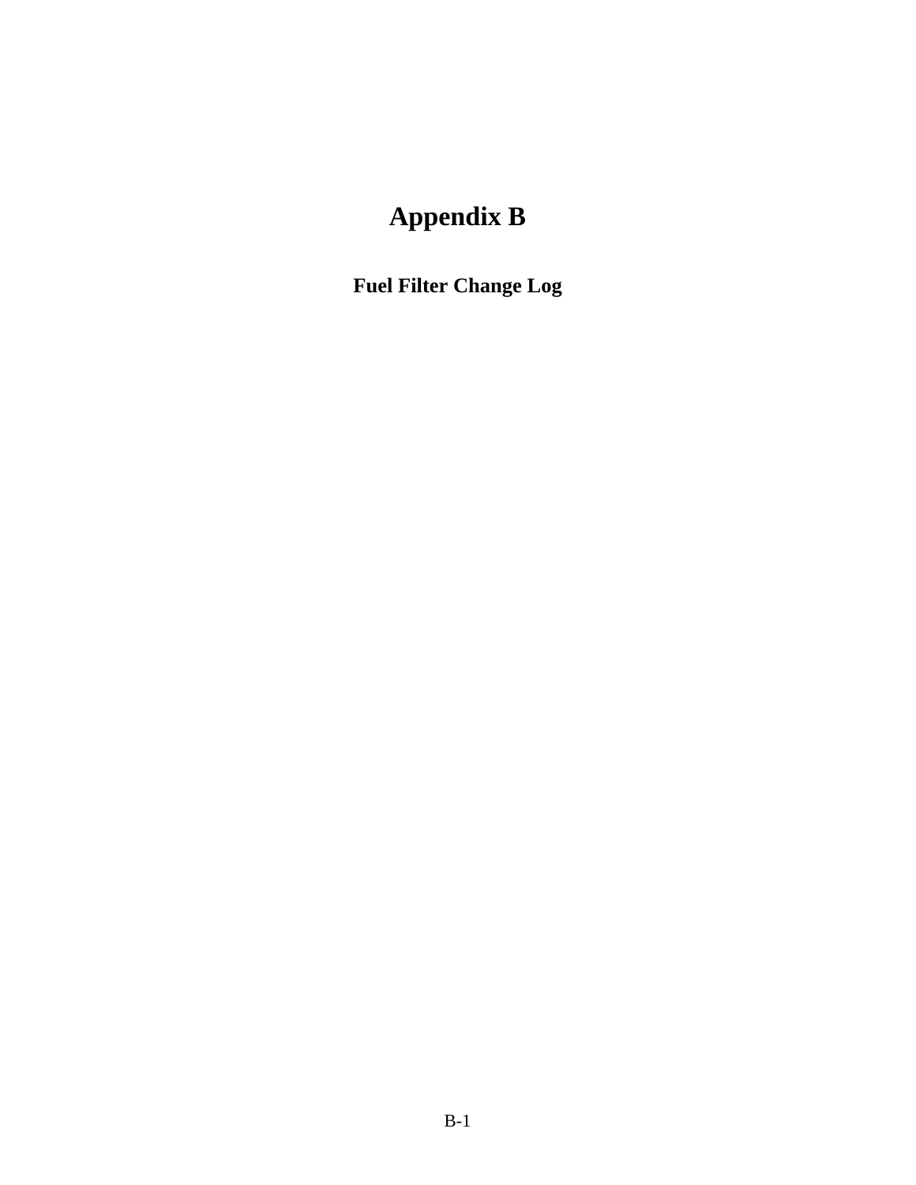# Appendix B

## Fuel Filter Change Log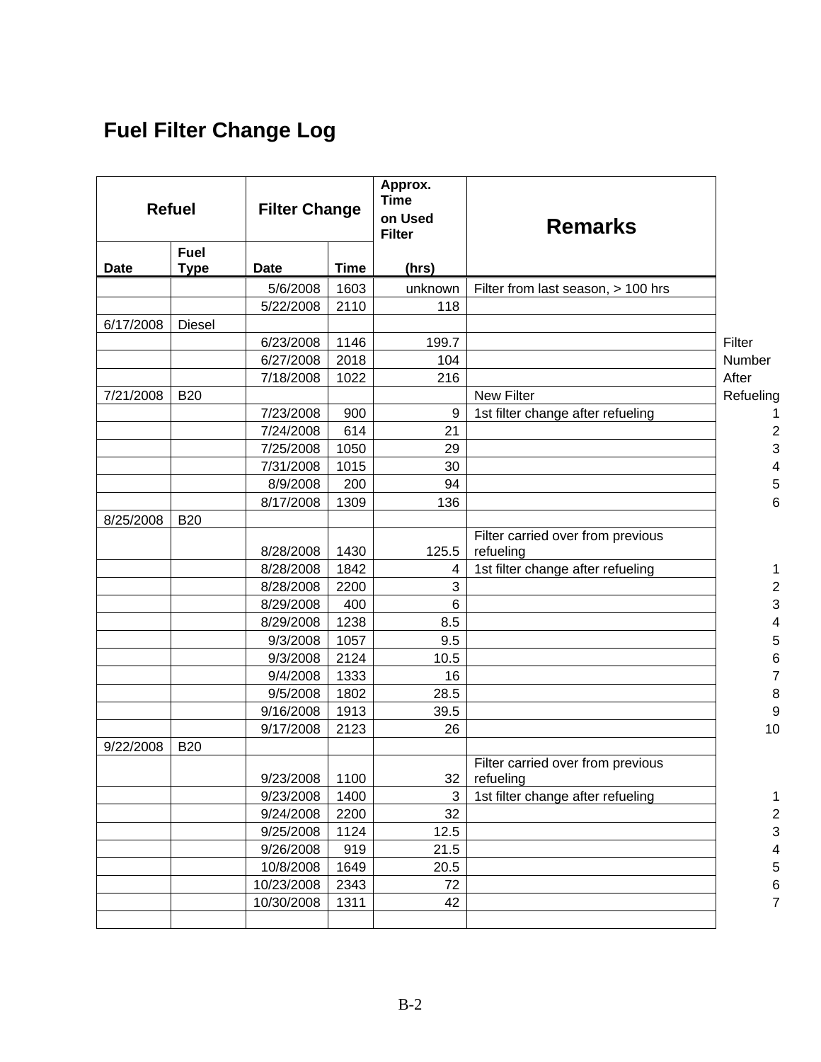# Fuel Filter Change Log

| Refuel | | Filter Change | | Approx. Time on Used Filter | Remarks | |
|---|---|---|---|---|---|---|
| Date | Fuel Type | Date | Time | (hrs) | | Filter Number After Refueling |
| | | 5/6/2008 | 1603 | unknown | Filter from last season, > 100 hrs | |
| | | 5/22/2008 | 2110 | 118 | | |
| 6/17/2008 | Diesel | | | | | |
| | | 6/23/2008 | 1146 | 199.7 | | |
| | | 6/27/2008 | 2018 | 104 | | |
| | | 7/18/2008 | 1022 | 216 | | |
| 7/21/2008 | B20 | | | | New Filter | |
| | | 7/23/2008 | 900 | 9 | 1st filter change after refueling | 1 |
| | | 7/24/2008 | 614 | 21 | | 2 |
| | | 7/25/2008 | 1050 | 29 | | 3 |
| | | 7/31/2008 | 1015 | 30 | | 4 |
| | | 8/9/2008 | 200 | 94 | | 5 |
| | | 8/17/2008 | 1309 | 136 | | 6 |
| 8/25/2008 | B20 | | | | | |
| | | 8/28/2008 | 1430 | 125.5 | Filter carried over from previous refueling | |
| | | 8/28/2008 | 1842 | 4 | 1st filter change after refueling | 1 |
| | | 8/28/2008 | 2200 | 3 | | 2 |
| | | 8/29/2008 | 400 | 6 | | 3 |
| | | 8/29/2008 | 1238 | 8.5 | | 4 |
| | | 9/3/2008 | 1057 | 9.5 | | 5 |
| | | 9/3/2008 | 2124 | 10.5 | | 6 |
| | | 9/4/2008 | 1333 | 16 | | 7 |
| | | 9/5/2008 | 1802 | 28.5 | | 8 |
| | | 9/16/2008 | 1913 | 39.5 | | 9 |
| | | 9/17/2008 | 2123 | 26 | | 10 |
| 9/22/2008 | B20 | | | | | |
| | | 9/23/2008 | 1100 | 32 | Filter carried over from previous refueling | |
| | | 9/23/2008 | 1400 | 3 | 1st filter change after refueling | 1 |
| | | 9/24/2008 | 2200 | 32 | | 2 |
| | | 9/25/2008 | 1124 | 12.5 | | 3 |
| | | 9/26/2008 | 919 | 21.5 | | 4 |
| | | 10/8/2008 | 1649 | 20.5 | | 5 |
| | | 10/23/2008 | 2343 | 72 | | 6 |
| | | 10/30/2008 | 1311 | 42 | | 7 |
| | | | | | | |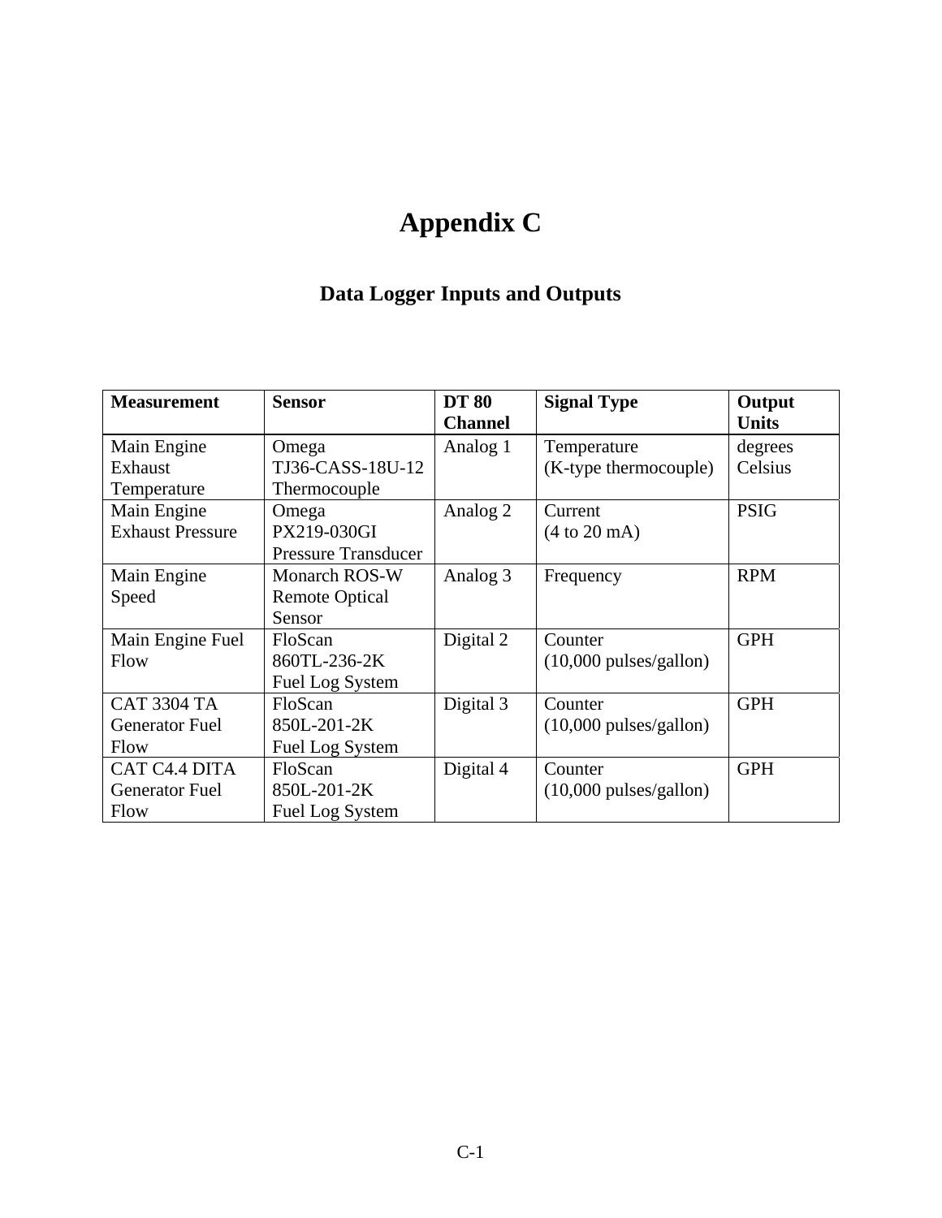# Appendix C

## Data Logger Inputs and Outputs

| **Measurement** | **Sensor** | **DT 80 Channel** | **Signal Type** | **Output Units** |
|---|---|---|---|---|
| Main Engine Exhaust Temperature | Omega TJ36-CASS-18U-12 Thermocouple | Analog 1 | Temperature (K-type thermocouple) | degrees Celsius |
| Main Engine Exhaust Pressure | Omega PX219-030GI Pressure Transducer | Analog 2 | Current (4 to 20 mA) | PSIG |
| Main Engine Speed | Monarch ROS-W Remote Optical Sensor | Analog 3 | Frequency | RPM |
| Main Engine Fuel Flow | FloScan 860TL-236-2K Fuel Log System | Digital 2 | Counter (10,000 pulses/gallon) | GPH |
| CAT 3304 TA Generator Fuel Flow | FloScan 850L-201-2K Fuel Log System | Digital 3 | Counter (10,000 pulses/gallon) | GPH |
| CAT C4.4 DITA Generator Fuel Flow | FloScan 850L-201-2K Fuel Log System | Digital 4 | Counter (10,000 pulses/gallon) | GPH |